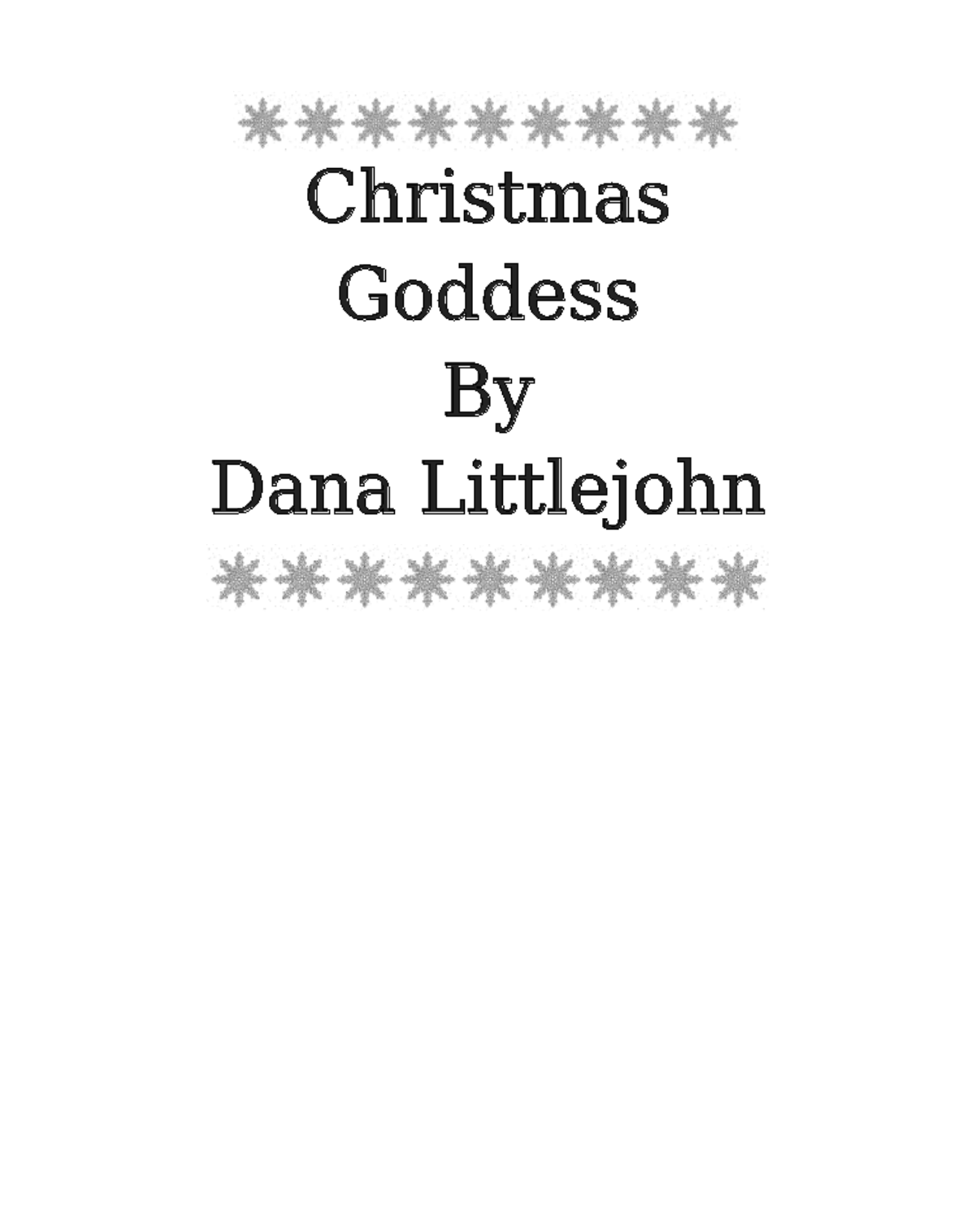# Christmas Goddess

By

Dana Littlejohn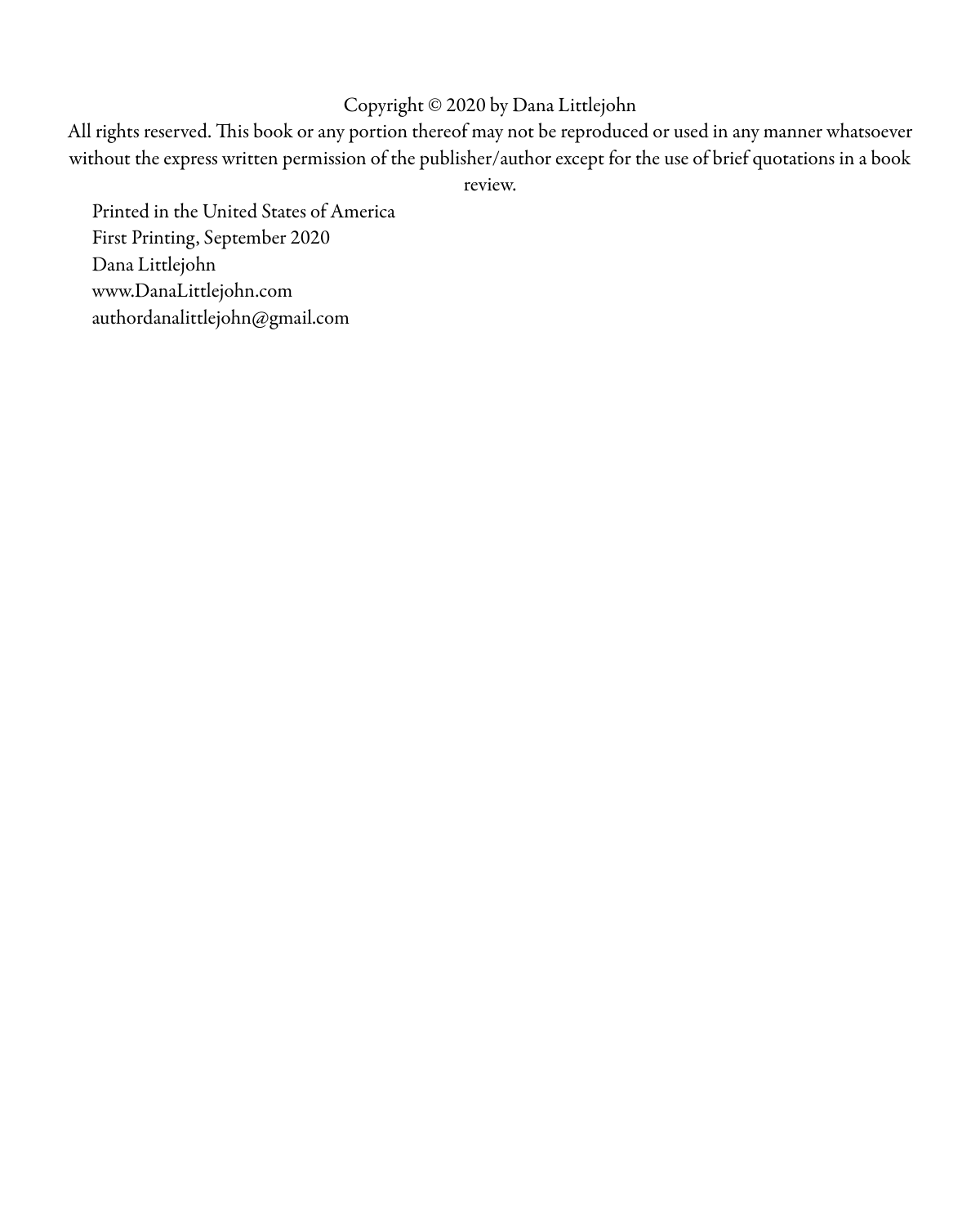Copyright © 2020 by Dana Littlejohn

All rights reserved. This book or any portion thereof may not be reproduced or used in any manner whatsoever without the express written permission of the publisher/author except for the use of brief quotations in a book review.

Printed in the United States of America  
First Printing, September 2020  
Dana Littlejohn  
www.DanaLittlejohn.com  
authordanalittlejohn@gmail.com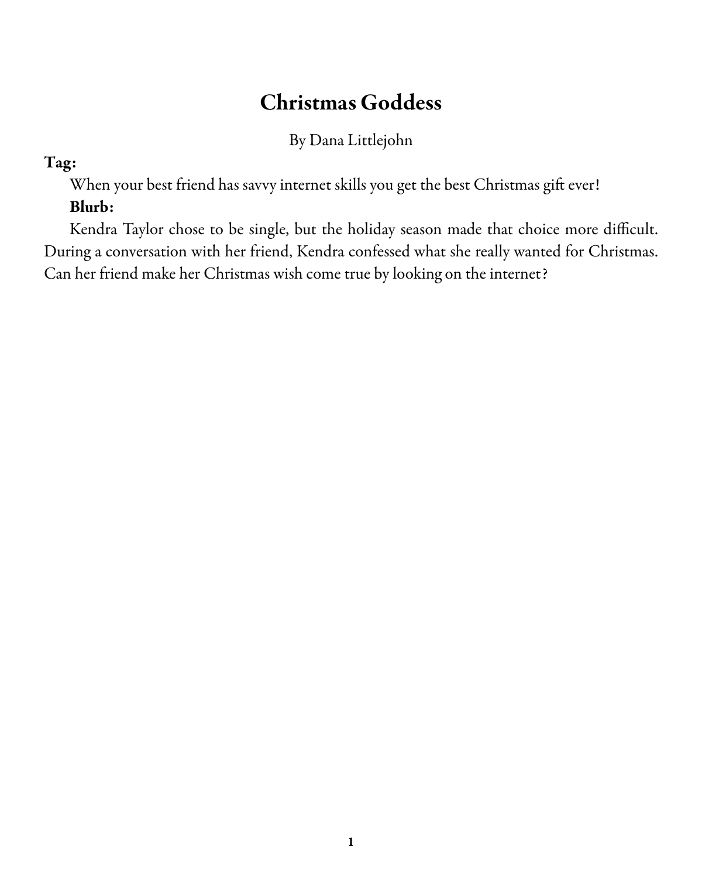# Christmas Goddess

By Dana Littlejohn

**Tag:**

When your best friend has savvy internet skills you get the best Christmas gift ever!

**Blurb:**

Kendra Taylor chose to be single, but the holiday season made that choice more difficult. During a conversation with her friend, Kendra confessed what she really wanted for Christmas. Can her friend make her Christmas wish come true by looking on the internet?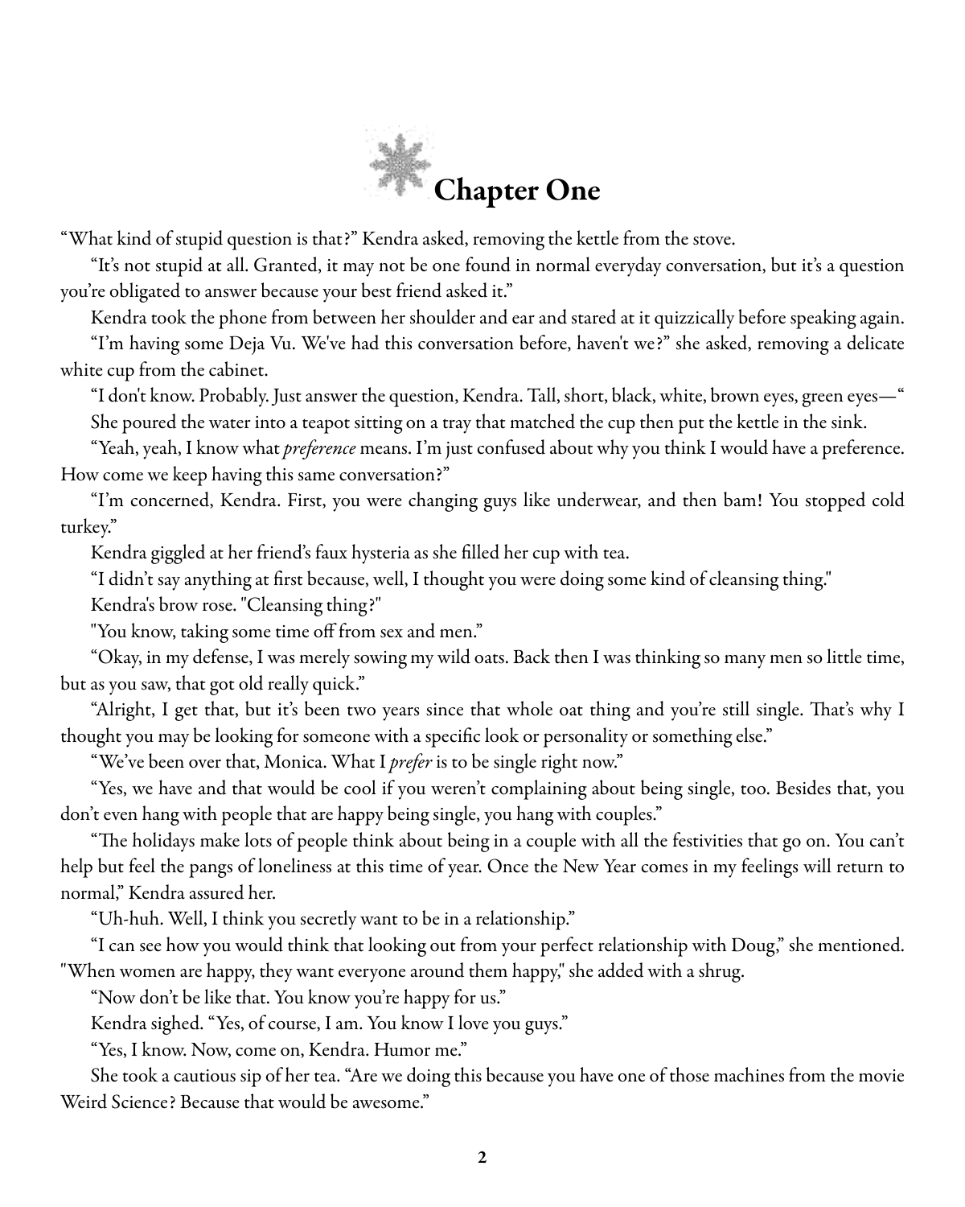# Chapter One

"What kind of stupid question is that?" Kendra asked, removing the kettle from the stove.

"It's not stupid at all. Granted, it may not be one found in normal everyday conversation, but it's a question you're obligated to answer because your best friend asked it."

Kendra took the phone from between her shoulder and ear and stared at it quizzically before speaking again.

"I'm having some Deja Vu. We've had this conversation before, haven't we?" she asked, removing a delicate white cup from the cabinet.

"I don't know. Probably. Just answer the question, Kendra. Tall, short, black, white, brown eyes, green eyes—"

She poured the water into a teapot sitting on a tray that matched the cup then put the kettle in the sink.

"Yeah, yeah, I know what *preference* means. I'm just confused about why you think I would have a preference. How come we keep having this same conversation?"

"I'm concerned, Kendra. First, you were changing guys like underwear, and then bam! You stopped cold turkey."

Kendra giggled at her friend's faux hysteria as she filled her cup with tea.

"I didn't say anything at first because, well, I thought you were doing some kind of cleansing thing."

Kendra's brow rose. "Cleansing thing?"

"You know, taking some time off from sex and men."

"Okay, in my defense, I was merely sowing my wild oats. Back then I was thinking so many men so little time, but as you saw, that got old really quick."

"Alright, I get that, but it's been two years since that whole oat thing and you're still single. That's why I thought you may be looking for someone with a specific look or personality or something else."

"We've been over that, Monica. What I *prefer* is to be single right now."

"Yes, we have and that would be cool if you weren't complaining about being single, too. Besides that, you don't even hang with people that are happy being single, you hang with couples."

"The holidays make lots of people think about being in a couple with all the festivities that go on. You can't help but feel the pangs of loneliness at this time of year. Once the New Year comes in my feelings will return to normal," Kendra assured her.

"Uh-huh. Well, I think you secretly want to be in a relationship."

"I can see how you would think that looking out from your perfect relationship with Doug," she mentioned. "When women are happy, they want everyone around them happy," she added with a shrug.

"Now don't be like that. You know you're happy for us."

Kendra sighed. "Yes, of course, I am. You know I love you guys."

"Yes, I know. Now, come on, Kendra. Humor me."

She took a cautious sip of her tea. "Are we doing this because you have one of those machines from the movie Weird Science? Because that would be awesome."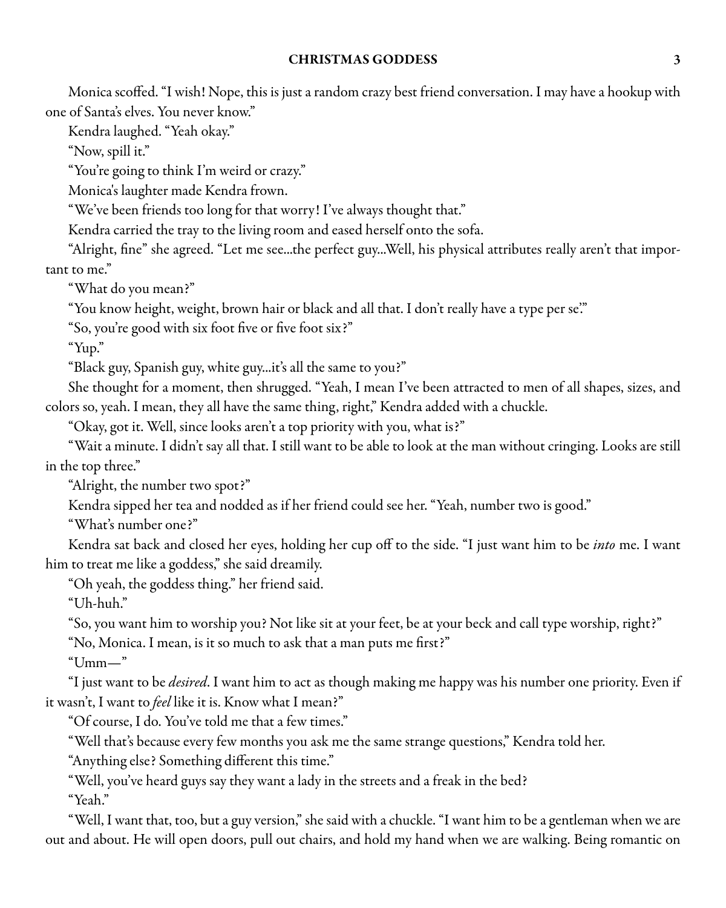Monica scoffed. "I wish! Nope, this is just a random crazy best friend conversation. I may have a hookup with one of Santa's elves. You never know."

Kendra laughed. "Yeah okay."

"Now, spill it."

"You're going to think I'm weird or crazy."

Monica's laughter made Kendra frown.

"We've been friends too long for that worry! I've always thought that."

Kendra carried the tray to the living room and eased herself onto the sofa.

"Alright, fine" she agreed. "Let me see...the perfect guy...Well, his physical attributes really aren't that important to me."

"What do you mean?"

"You know height, weight, brown hair or black and all that. I don't really have a type per se.""

"So, you're good with six foot five or five foot six?"

"Yup."

"Black guy, Spanish guy, white guy...it's all the same to you?"

She thought for a moment, then shrugged. "Yeah, I mean I've been attracted to men of all shapes, sizes, and colors so, yeah. I mean, they all have the same thing, right," Kendra added with a chuckle.

"Okay, got it. Well, since looks aren't a top priority with you, what is?"

"Wait a minute. I didn't say all that. I still want to be able to look at the man without cringing. Looks are still in the top three."

"Alright, the number two spot?"

Kendra sipped her tea and nodded as if her friend could see her. "Yeah, number two is good."

"What's number one?"

Kendra sat back and closed her eyes, holding her cup off to the side. "I just want him to be *into* me. I want him to treat me like a goddess," she said dreamily.

"Oh yeah, the goddess thing." her friend said.

"Uh-huh."

"So, you want him to worship you? Not like sit at your feet, be at your beck and call type worship, right?"

"No, Monica. I mean, is it so much to ask that a man puts me first?"

"Umm—"

"I just want to be *desired*. I want him to act as though making me happy was his number one priority. Even if it wasn't, I want to *feel* like it is. Know what I mean?"

"Of course, I do. You've told me that a few times."

"Well that's because every few months you ask me the same strange questions," Kendra told her.

"Anything else? Something different this time."

"Well, you've heard guys say they want a lady in the streets and a freak in the bed?

"Yeah."

"Well, I want that, too, but a guy version," she said with a chuckle. "I want him to be a gentleman when we are out and about. He will open doors, pull out chairs, and hold my hand when we are walking. Being romantic on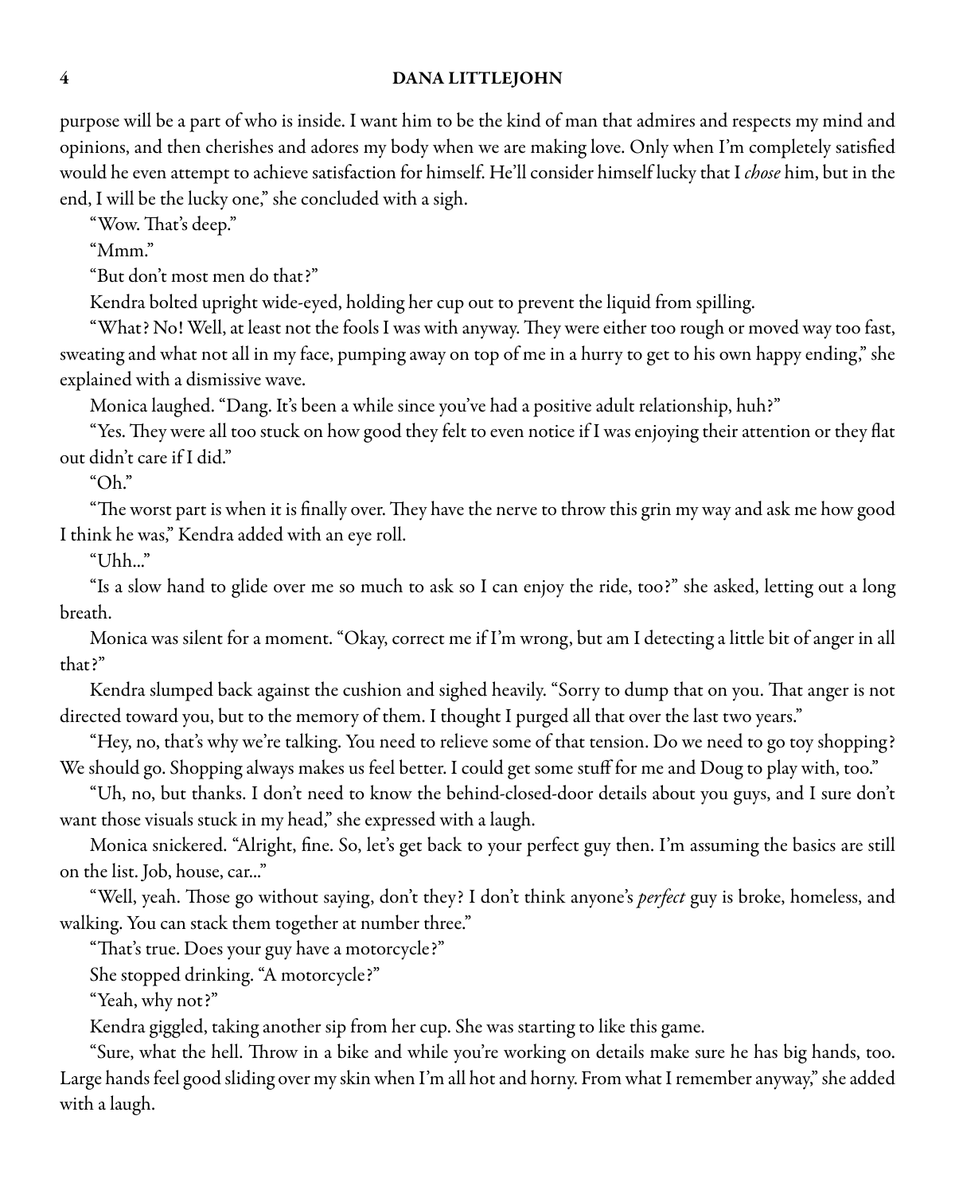purpose will be a part of who is inside. I want him to be the kind of man that admires and respects my mind and opinions, and then cherishes and adores my body when we are making love. Only when I'm completely satisfied would he even attempt to achieve satisfaction for himself. He'll consider himself lucky that I *chose* him, but in the end, I will be the lucky one," she concluded with a sigh.

"Wow. That's deep."

"Mmm."

"But don't most men do that?"

Kendra bolted upright wide-eyed, holding her cup out to prevent the liquid from spilling.

"What? No! Well, at least not the fools I was with anyway. They were either too rough or moved way too fast, sweating and what not all in my face, pumping away on top of me in a hurry to get to his own happy ending," she explained with a dismissive wave.

Monica laughed. "Dang. It's been a while since you've had a positive adult relationship, huh?"

"Yes. They were all too stuck on how good they felt to even notice if I was enjoying their attention or they flat out didn't care if I did."

"Oh."

"The worst part is when it is finally over. They have the nerve to throw this grin my way and ask me how good I think he was," Kendra added with an eye roll.

"Uhh..."

"Is a slow hand to glide over me so much to ask so I can enjoy the ride, too?" she asked, letting out a long breath.

Monica was silent for a moment. "Okay, correct me if I'm wrong, but am I detecting a little bit of anger in all that?"

Kendra slumped back against the cushion and sighed heavily. "Sorry to dump that on you. That anger is not directed toward you, but to the memory of them. I thought I purged all that over the last two years."

"Hey, no, that's why we're talking. You need to relieve some of that tension. Do we need to go toy shopping? We should go. Shopping always makes us feel better. I could get some stuff for me and Doug to play with, too."

"Uh, no, but thanks. I don't need to know the behind-closed-door details about you guys, and I sure don't want those visuals stuck in my head," she expressed with a laugh.

Monica snickered. "Alright, fine. So, let's get back to your perfect guy then. I'm assuming the basics are still on the list. Job, house, car..."

"Well, yeah. Those go without saying, don't they? I don't think anyone's *perfect* guy is broke, homeless, and walking. You can stack them together at number three."

"That's true. Does your guy have a motorcycle?"

She stopped drinking. "A motorcycle?"

"Yeah, why not?"

Kendra giggled, taking another sip from her cup. She was starting to like this game.

"Sure, what the hell. Throw in a bike and while you're working on details make sure he has big hands, too. Large hands feel good sliding over my skin when I'm all hot and horny. From what I remember anyway," she added with a laugh.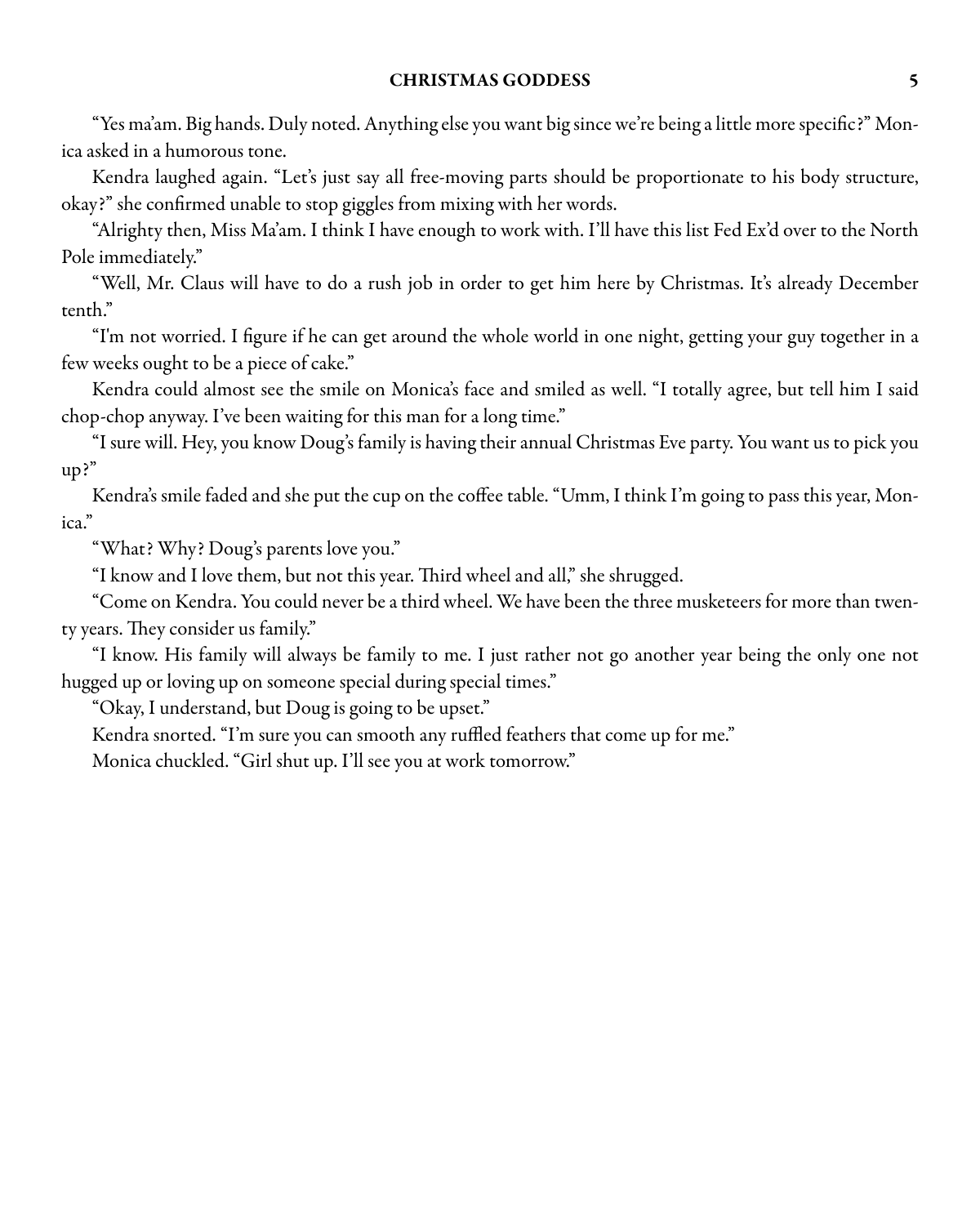"Yes ma'am. Big hands. Duly noted. Anything else you want big since we're being a little more specific?" Monica asked in a humorous tone.

Kendra laughed again. "Let's just say all free-moving parts should be proportionate to his body structure, okay?" she confirmed unable to stop giggles from mixing with her words.

"Alrighty then, Miss Ma'am. I think I have enough to work with. I'll have this list Fed Ex'd over to the North Pole immediately."

"Well, Mr. Claus will have to do a rush job in order to get him here by Christmas. It's already December tenth."

"I'm not worried. I figure if he can get around the whole world in one night, getting your guy together in a few weeks ought to be a piece of cake."

Kendra could almost see the smile on Monica's face and smiled as well. "I totally agree, but tell him I said chop-chop anyway. I've been waiting for this man for a long time."

"I sure will. Hey, you know Doug's family is having their annual Christmas Eve party. You want us to pick you up?"

Kendra's smile faded and she put the cup on the coffee table. "Umm, I think I'm going to pass this year, Monica."

"What? Why? Doug's parents love you."

"I know and I love them, but not this year. Third wheel and all," she shrugged.

"Come on Kendra. You could never be a third wheel. We have been the three musketeers for more than twenty years. They consider us family."

"I know. His family will always be family to me. I just rather not go another year being the only one not hugged up or loving up on someone special during special times."

"Okay, I understand, but Doug is going to be upset."

Kendra snorted. "I'm sure you can smooth any ruffled feathers that come up for me."

Monica chuckled. "Girl shut up. I'll see you at work tomorrow."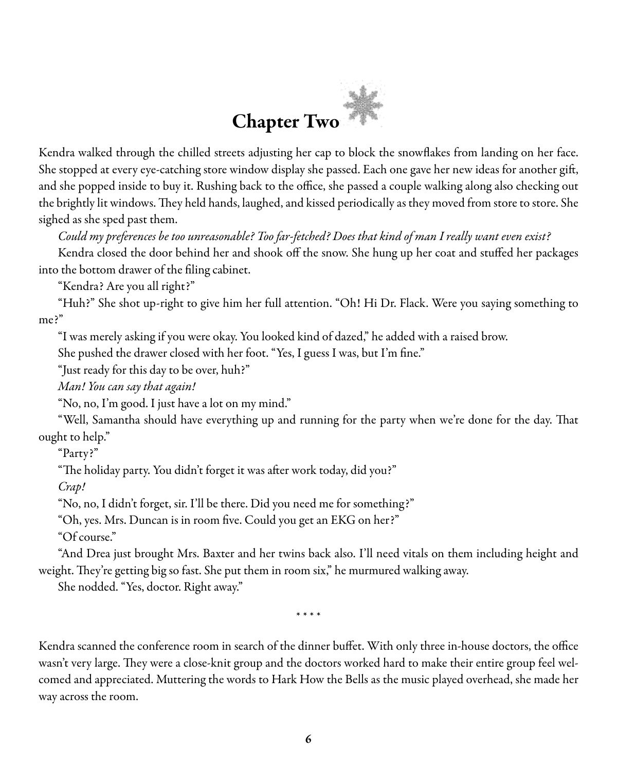# Chapter Two

Kendra walked through the chilled streets adjusting her cap to block the snowflakes from landing on her face. She stopped at every eye-catching store window display she passed. Each one gave her new ideas for another gift, and she popped inside to buy it. Rushing back to the office, she passed a couple walking along also checking out the brightly lit windows. They held hands, laughed, and kissed periodically as they moved from store to store. She sighed as she sped past them.

*Could my preferences be too unreasonable? Too far-fetched? Does that kind of man I really want even exist?*

Kendra closed the door behind her and shook off the snow. She hung up her coat and stuffed her packages into the bottom drawer of the filing cabinet.

"Kendra? Are you all right?"

"Huh?" She shot up-right to give him her full attention. "Oh! Hi Dr. Flack. Were you saying something to me?"

"I was merely asking if you were okay. You looked kind of dazed," he added with a raised brow.

She pushed the drawer closed with her foot. "Yes, I guess I was, but I'm fine."

"Just ready for this day to be over, huh?"

*Man! You can say that again!*

"No, no, I'm good. I just have a lot on my mind."

"Well, Samantha should have everything up and running for the party when we're done for the day. That ought to help."

"Party?"

"The holiday party. You didn't forget it was after work today, did you?"

*Crap!*

"No, no, I didn't forget, sir. I'll be there. Did you need me for something?"

"Oh, yes. Mrs. Duncan is in room five. Could you get an EKG on her?"

"Of course."

"And Drea just brought Mrs. Baxter and her twins back also. I'll need vitals on them including height and weight. They're getting big so fast. She put them in room six," he murmured walking away.

She nodded. "Yes, doctor. Right away."

\* \* \* \*

Kendra scanned the conference room in search of the dinner buffet. With only three in-house doctors, the office wasn't very large. They were a close-knit group and the doctors worked hard to make their entire group feel welcomed and appreciated. Muttering the words to Hark How the Bells as the music played overhead, she made her way across the room.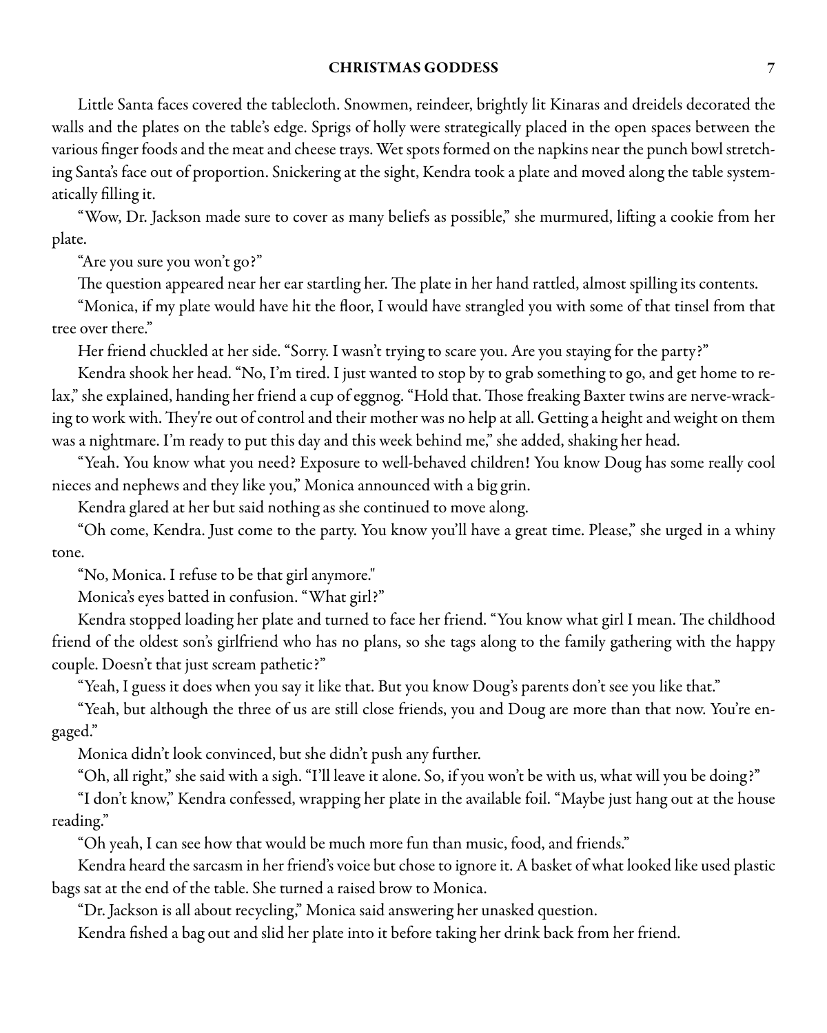Little Santa faces covered the tablecloth. Snowmen, reindeer, brightly lit Kinaras and dreidels decorated the walls and the plates on the table's edge. Sprigs of holly were strategically placed in the open spaces between the various finger foods and the meat and cheese trays. Wet spots formed on the napkins near the punch bowl stretching Santa's face out of proportion. Snickering at the sight, Kendra took a plate and moved along the table systematically filling it.

"Wow, Dr. Jackson made sure to cover as many beliefs as possible," she murmured, lifting a cookie from her plate.

"Are you sure you won't go?"

The question appeared near her ear startling her. The plate in her hand rattled, almost spilling its contents.

"Monica, if my plate would have hit the floor, I would have strangled you with some of that tinsel from that tree over there."

Her friend chuckled at her side. "Sorry. I wasn't trying to scare you. Are you staying for the party?"

Kendra shook her head. "No, I'm tired. I just wanted to stop by to grab something to go, and get home to relax," she explained, handing her friend a cup of eggnog. "Hold that. Those freaking Baxter twins are nerve-wracking to work with. They're out of control and their mother was no help at all. Getting a height and weight on them was a nightmare. I'm ready to put this day and this week behind me," she added, shaking her head.

"Yeah. You know what you need? Exposure to well-behaved children! You know Doug has some really cool nieces and nephews and they like you," Monica announced with a big grin.

Kendra glared at her but said nothing as she continued to move along.

"Oh come, Kendra. Just come to the party. You know you'll have a great time. Please," she urged in a whiny tone.

"No, Monica. I refuse to be that girl anymore."

Monica's eyes batted in confusion. "What girl?"

Kendra stopped loading her plate and turned to face her friend. "You know what girl I mean. The childhood friend of the oldest son's girlfriend who has no plans, so she tags along to the family gathering with the happy couple. Doesn't that just scream pathetic?"

"Yeah, I guess it does when you say it like that. But you know Doug's parents don't see you like that."

"Yeah, but although the three of us are still close friends, you and Doug are more than that now. You're engaged."

Monica didn't look convinced, but she didn't push any further.

"Oh, all right," she said with a sigh. "I'll leave it alone. So, if you won't be with us, what will you be doing?"

"I don't know," Kendra confessed, wrapping her plate in the available foil. "Maybe just hang out at the house reading."

"Oh yeah, I can see how that would be much more fun than music, food, and friends."

Kendra heard the sarcasm in her friend's voice but chose to ignore it. A basket of what looked like used plastic bags sat at the end of the table. She turned a raised brow to Monica.

"Dr. Jackson is all about recycling," Monica said answering her unasked question.

Kendra fished a bag out and slid her plate into it before taking her drink back from her friend.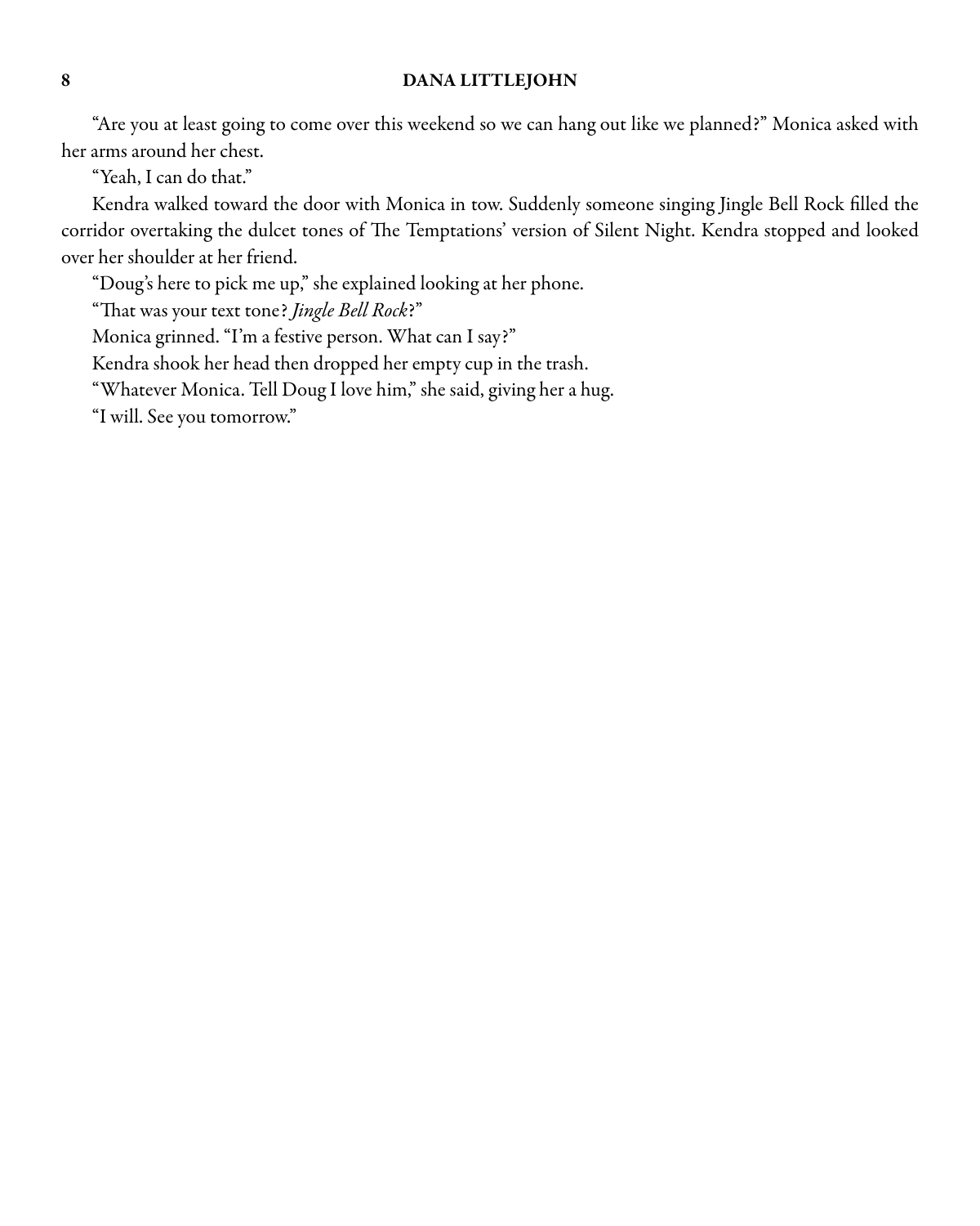"Are you at least going to come over this weekend so we can hang out like we planned?" Monica asked with her arms around her chest.

"Yeah, I can do that."

Kendra walked toward the door with Monica in tow. Suddenly someone singing Jingle Bell Rock filled the corridor overtaking the dulcet tones of The Temptations' version of Silent Night. Kendra stopped and looked over her shoulder at her friend.

"Doug's here to pick me up," she explained looking at her phone.

"That was your text tone? *Jingle Bell Rock*?"

Monica grinned. "I'm a festive person. What can I say?"

Kendra shook her head then dropped her empty cup in the trash.

"Whatever Monica. Tell Doug I love him," she said, giving her a hug.

"I will. See you tomorrow."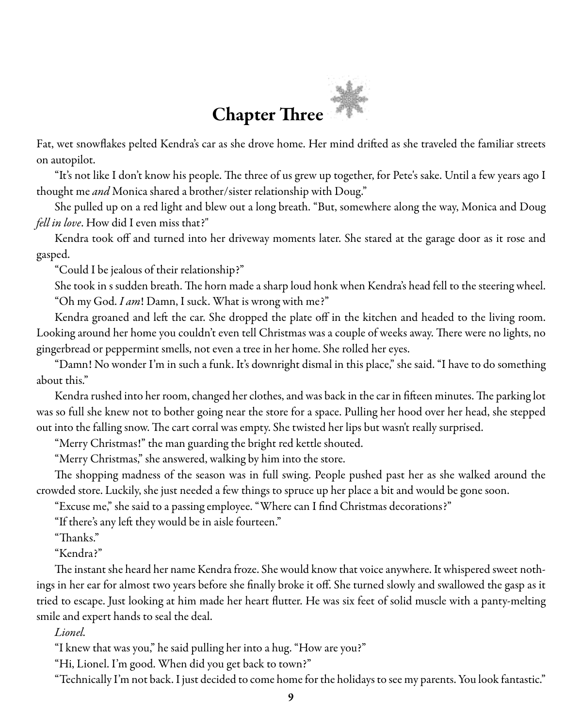# Chapter Three

Fat, wet snowflakes pelted Kendra's car as she drove home. Her mind drifted as she traveled the familiar streets on autopilot.

"It's not like I don't know his people. The three of us grew up together, for Pete's sake. Until a few years ago I thought me *and* Monica shared a brother/sister relationship with Doug."

She pulled up on a red light and blew out a long breath. "But, somewhere along the way, Monica and Doug *fell in love*. How did I even miss that?"

Kendra took off and turned into her driveway moments later. She stared at the garage door as it rose and gasped.

"Could I be jealous of their relationship?"

She took in s sudden breath. The horn made a sharp loud honk when Kendra's head fell to the steering wheel.

"Oh my God. *I am*! Damn, I suck. What is wrong with me?"

Kendra groaned and left the car. She dropped the plate off in the kitchen and headed to the living room. Looking around her home you couldn't even tell Christmas was a couple of weeks away. There were no lights, no gingerbread or peppermint smells, not even a tree in her home. She rolled her eyes.

"Damn! No wonder I'm in such a funk. It's downright dismal in this place," she said. "I have to do something about this."

Kendra rushed into her room, changed her clothes, and was back in the car in fifteen minutes. The parking lot was so full she knew not to bother going near the store for a space. Pulling her hood over her head, she stepped out into the falling snow. The cart corral was empty. She twisted her lips but wasn't really surprised.

"Merry Christmas!" the man guarding the bright red kettle shouted.

"Merry Christmas," she answered, walking by him into the store.

The shopping madness of the season was in full swing. People pushed past her as she walked around the crowded store. Luckily, she just needed a few things to spruce up her place a bit and would be gone soon.

"Excuse me," she said to a passing employee. "Where can I find Christmas decorations?"

"If there's any left they would be in aisle fourteen."

"Thanks."

"Kendra?"

The instant she heard her name Kendra froze. She would know that voice anywhere. It whispered sweet nothings in her ear for almost two years before she finally broke it off. She turned slowly and swallowed the gasp as it tried to escape. Just looking at him made her heart flutter. He was six feet of solid muscle with a panty-melting smile and expert hands to seal the deal.

*Lionel.*

"I knew that was you," he said pulling her into a hug. "How are you?"

"Hi, Lionel. I'm good. When did you get back to town?"

"Technically I'm not back. I just decided to come home for the holidays to see my parents. You look fantastic."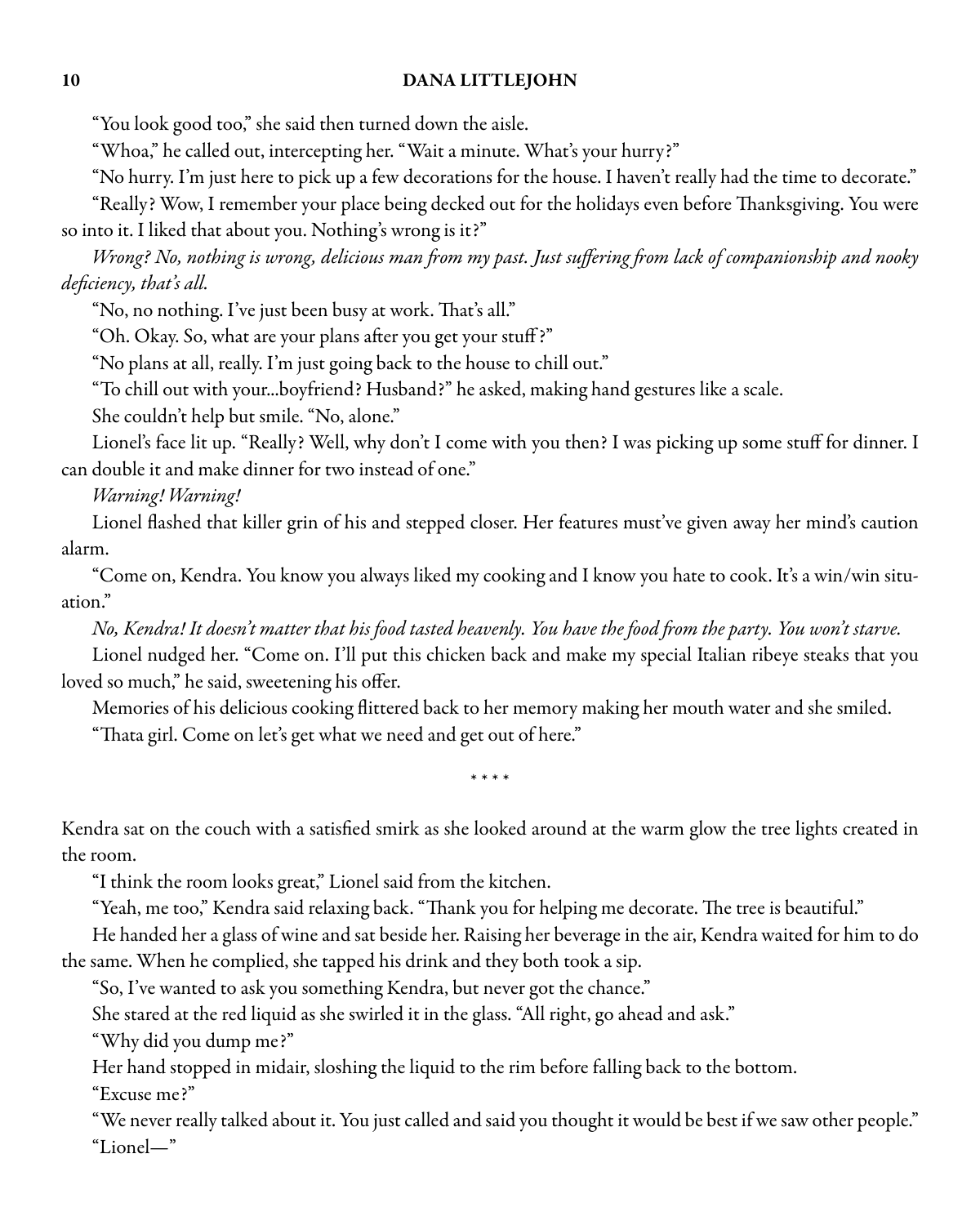"You look good too," she said then turned down the aisle.

"Whoa," he called out, intercepting her. "Wait a minute. What's your hurry?"

"No hurry. I'm just here to pick up a few decorations for the house. I haven't really had the time to decorate."

"Really? Wow, I remember your place being decked out for the holidays even before Thanksgiving. You were so into it. I liked that about you. Nothing's wrong is it?"

*Wrong? No, nothing is wrong, delicious man from my past. Just suffering from lack of companionship and nooky deficiency, that's all.*

"No, no nothing. I've just been busy at work. That's all."

"Oh. Okay. So, what are your plans after you get your stuff?"

"No plans at all, really. I'm just going back to the house to chill out."

"To chill out with your...boyfriend? Husband?" he asked, making hand gestures like a scale.

She couldn't help but smile. "No, alone."

Lionel's face lit up. "Really? Well, why don't I come with you then? I was picking up some stuff for dinner. I can double it and make dinner for two instead of one."

*Warning! Warning!*

Lionel flashed that killer grin of his and stepped closer. Her features must've given away her mind's caution alarm.

"Come on, Kendra. You know you always liked my cooking and I know you hate to cook. It's a win/win situation."

*No, Kendra! It doesn't matter that his food tasted heavenly. You have the food from the party. You won't starve.*

Lionel nudged her. "Come on. I'll put this chicken back and make my special Italian ribeye steaks that you loved so much," he said, sweetening his offer.

Memories of his delicious cooking flittered back to her memory making her mouth water and she smiled.

"Thata girl. Come on let's get what we need and get out of here."

\* \* \* \*

Kendra sat on the couch with a satisfied smirk as she looked around at the warm glow the tree lights created in the room.

"I think the room looks great," Lionel said from the kitchen.

"Yeah, me too," Kendra said relaxing back. "Thank you for helping me decorate. The tree is beautiful."

He handed her a glass of wine and sat beside her. Raising her beverage in the air, Kendra waited for him to do the same. When he complied, she tapped his drink and they both took a sip.

"So, I've wanted to ask you something Kendra, but never got the chance."

She stared at the red liquid as she swirled it in the glass. "All right, go ahead and ask."

"Why did you dump me?"

Her hand stopped in midair, sloshing the liquid to the rim before falling back to the bottom.

"Excuse me?"

"We never really talked about it. You just called and said you thought it would be best if we saw other people."

"Lionel—"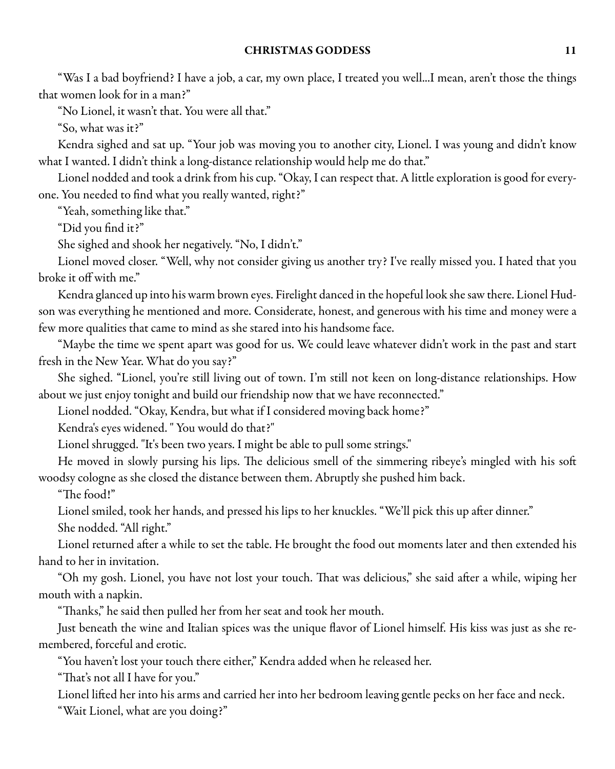"Was I a bad boyfriend? I have a job, a car, my own place, I treated you well...I mean, aren't those the things that women look for in a man?"

"No Lionel, it wasn't that. You were all that."

"So, what was it?"

Kendra sighed and sat up. "Your job was moving you to another city, Lionel. I was young and didn't know what I wanted. I didn't think a long-distance relationship would help me do that."

Lionel nodded and took a drink from his cup. "Okay, I can respect that. A little exploration is good for everyone. You needed to find what you really wanted, right?"

"Yeah, something like that."

"Did you find it?"

She sighed and shook her negatively. "No, I didn't."

Lionel moved closer. "Well, why not consider giving us another try? I've really missed you. I hated that you broke it off with me."

Kendra glanced up into his warm brown eyes. Firelight danced in the hopeful look she saw there. Lionel Hudson was everything he mentioned and more. Considerate, honest, and generous with his time and money were a few more qualities that came to mind as she stared into his handsome face.

"Maybe the time we spent apart was good for us. We could leave whatever didn't work in the past and start fresh in the New Year. What do you say?"

She sighed. "Lionel, you're still living out of town. I'm still not keen on long-distance relationships. How about we just enjoy tonight and build our friendship now that we have reconnected."

Lionel nodded. "Okay, Kendra, but what if I considered moving back home?"

Kendra's eyes widened. " You would do that?"

Lionel shrugged. "It's been two years. I might be able to pull some strings."

He moved in slowly pursing his lips. The delicious smell of the simmering ribeye's mingled with his soft woodsy cologne as she closed the distance between them. Abruptly she pushed him back.

"The food!"

Lionel smiled, took her hands, and pressed his lips to her knuckles. "We'll pick this up after dinner."

She nodded. "All right."

Lionel returned after a while to set the table. He brought the food out moments later and then extended his hand to her in invitation.

"Oh my gosh. Lionel, you have not lost your touch. That was delicious," she said after a while, wiping her mouth with a napkin.

"Thanks," he said then pulled her from her seat and took her mouth.

Just beneath the wine and Italian spices was the unique flavor of Lionel himself. His kiss was just as she remembered, forceful and erotic.

"You haven't lost your touch there either," Kendra added when he released her.

"That's not all I have for you."

Lionel lifted her into his arms and carried her into her bedroom leaving gentle pecks on her face and neck.

"Wait Lionel, what are you doing?"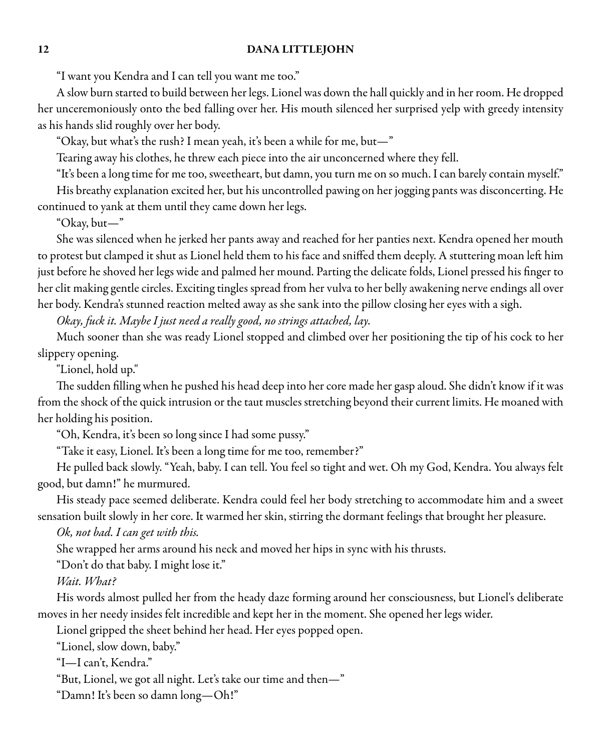"I want you Kendra and I can tell you want me too."

A slow burn started to build between her legs. Lionel was down the hall quickly and in her room. He dropped her unceremoniously onto the bed falling over her. His mouth silenced her surprised yelp with greedy intensity as his hands slid roughly over her body.

"Okay, but what's the rush? I mean yeah, it's been a while for me, but—"

Tearing away his clothes, he threw each piece into the air unconcerned where they fell.

"It's been a long time for me too, sweetheart, but damn, you turn me on so much. I can barely contain myself."

His breathy explanation excited her, but his uncontrolled pawing on her jogging pants was disconcerting. He continued to yank at them until they came down her legs.

"Okay, but—"

She was silenced when he jerked her pants away and reached for her panties next. Kendra opened her mouth to protest but clamped it shut as Lionel held them to his face and sniffed them deeply. A stuttering moan left him just before he shoved her legs wide and palmed her mound. Parting the delicate folds, Lionel pressed his finger to her clit making gentle circles. Exciting tingles spread from her vulva to her belly awakening nerve endings all over her body. Kendra's stunned reaction melted away as she sank into the pillow closing her eyes with a sigh.

*Okay, fuck it. Maybe I just need a really good, no strings attached, lay.*

Much sooner than she was ready Lionel stopped and climbed over her positioning the tip of his cock to her slippery opening.

"Lionel, hold up."

The sudden filling when he pushed his head deep into her core made her gasp aloud. She didn't know if it was from the shock of the quick intrusion or the taut muscles stretching beyond their current limits. He moaned with her holding his position.

"Oh, Kendra, it's been so long since I had some pussy."

"Take it easy, Lionel. It's been a long time for me too, remember?"

He pulled back slowly. "Yeah, baby. I can tell. You feel so tight and wet. Oh my God, Kendra. You always felt good, but damn!" he murmured.

His steady pace seemed deliberate. Kendra could feel her body stretching to accommodate him and a sweet sensation built slowly in her core. It warmed her skin, stirring the dormant feelings that brought her pleasure.

*Ok, not bad. I can get with this.*

She wrapped her arms around his neck and moved her hips in sync with his thrusts.

"Don't do that baby. I might lose it."

*Wait. What?*

His words almost pulled her from the heady daze forming around her consciousness, but Lionel's deliberate moves in her needy insides felt incredible and kept her in the moment. She opened her legs wider.

Lionel gripped the sheet behind her head. Her eyes popped open.

"Lionel, slow down, baby."

"I—I can't, Kendra."

"But, Lionel, we got all night. Let's take our time and then—"

"Damn! It's been so damn long—Oh!"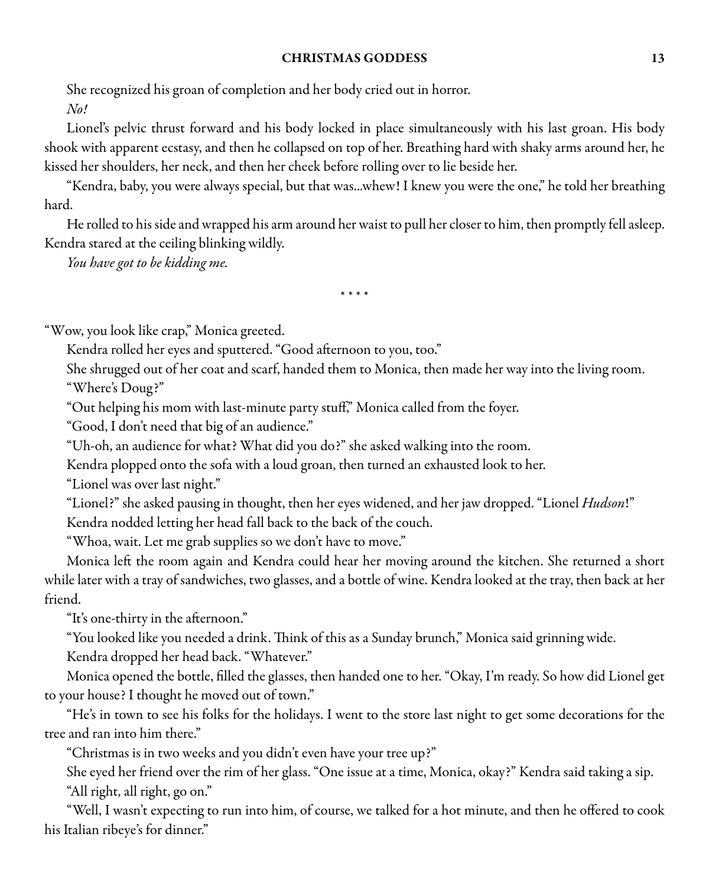She recognized his groan of completion and her body cried out in horror.

*No!*

Lionel's pelvic thrust forward and his body locked in place simultaneously with his last groan. His body shook with apparent ecstasy, and then he collapsed on top of her. Breathing hard with shaky arms around her, he kissed her shoulders, her neck, and then her cheek before rolling over to lie beside her.

"Kendra, baby, you were always special, but that was...whew! I knew you were the one," he told her breathing hard.

He rolled to his side and wrapped his arm around her waist to pull her closer to him, then promptly fell asleep. Kendra stared at the ceiling blinking wildly.

*You have got to be kidding me.*

\* \* \* \*

"Wow, you look like crap," Monica greeted.

Kendra rolled her eyes and sputtered. "Good afternoon to you, too."

She shrugged out of her coat and scarf, handed them to Monica, then made her way into the living room.

"Where's Doug?"

"Out helping his mom with last-minute party stuff," Monica called from the foyer.

"Good, I don't need that big of an audience."

"Uh-oh, an audience for what? What did you do?" she asked walking into the room.

Kendra plopped onto the sofa with a loud groan, then turned an exhausted look to her.

"Lionel was over last night."

"Lionel?" she asked pausing in thought, then her eyes widened, and her jaw dropped. "Lionel *Hudson*!"

Kendra nodded letting her head fall back to the back of the couch.

"Whoa, wait. Let me grab supplies so we don't have to move."

Monica left the room again and Kendra could hear her moving around the kitchen. She returned a short while later with a tray of sandwiches, two glasses, and a bottle of wine. Kendra looked at the tray, then back at her friend.

"It's one-thirty in the afternoon."

"You looked like you needed a drink. Think of this as a Sunday brunch," Monica said grinning wide.

Kendra dropped her head back. "Whatever."

Monica opened the bottle, filled the glasses, then handed one to her. "Okay, I'm ready. So how did Lionel get to your house? I thought he moved out of town."

"He's in town to see his folks for the holidays. I went to the store last night to get some decorations for the tree and ran into him there."

"Christmas is in two weeks and you didn't even have your tree up?"

She eyed her friend over the rim of her glass. "One issue at a time, Monica, okay?" Kendra said taking a sip.

"All right, all right, go on."

"Well, I wasn't expecting to run into him, of course, we talked for a hot minute, and then he offered to cook his Italian ribeye's for dinner."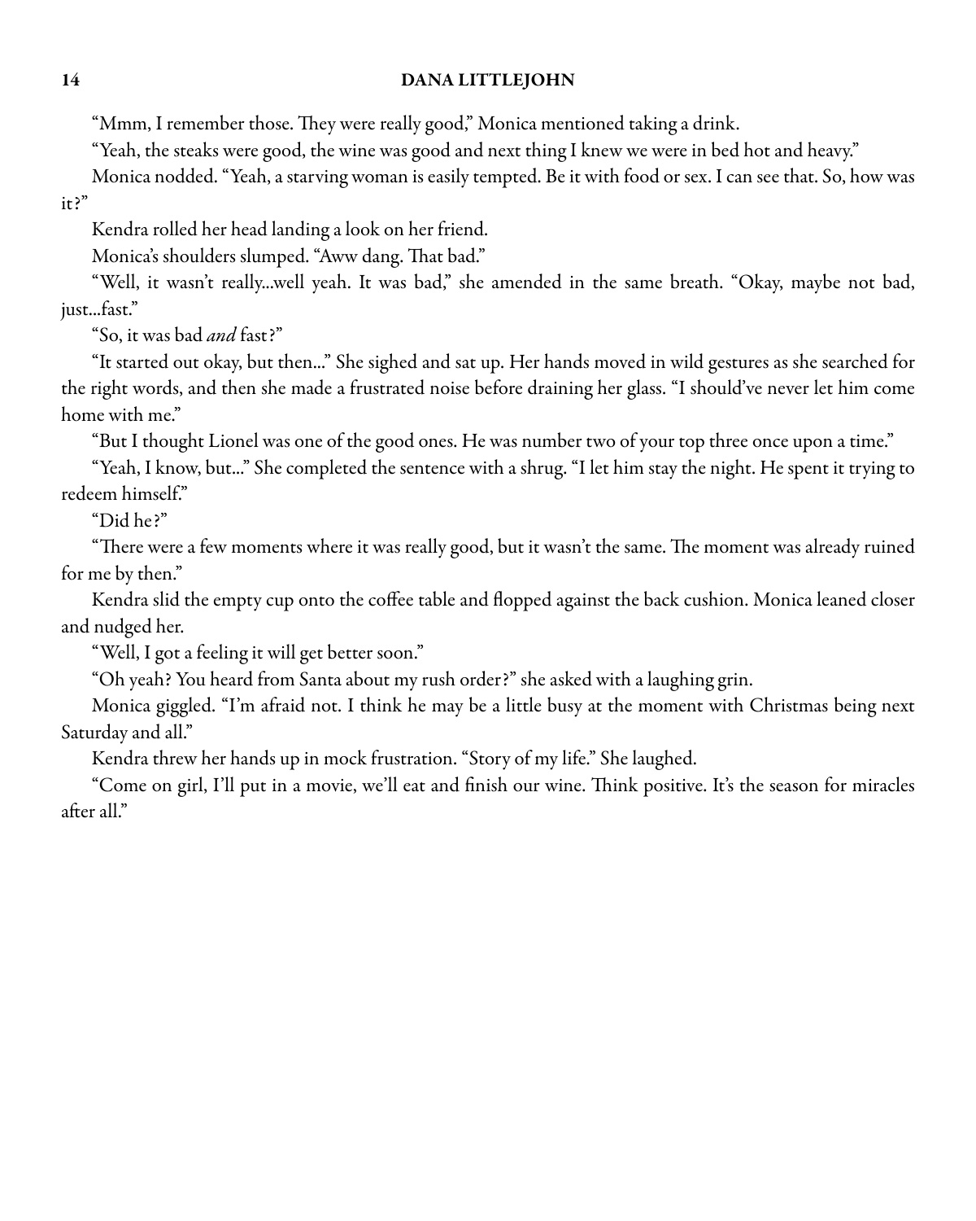"Mmm, I remember those. They were really good," Monica mentioned taking a drink.

"Yeah, the steaks were good, the wine was good and next thing I knew we were in bed hot and heavy."

Monica nodded. "Yeah, a starving woman is easily tempted. Be it with food or sex. I can see that. So, how was it?"

Kendra rolled her head landing a look on her friend.

Monica's shoulders slumped. "Aww dang. That bad."

"Well, it wasn't really...well yeah. It was bad," she amended in the same breath. "Okay, maybe not bad, just...fast."

"So, it was bad *and* fast?"

"It started out okay, but then..." She sighed and sat up. Her hands moved in wild gestures as she searched for the right words, and then she made a frustrated noise before draining her glass. "I should've never let him come home with me."

"But I thought Lionel was one of the good ones. He was number two of your top three once upon a time."

"Yeah, I know, but..." She completed the sentence with a shrug. "I let him stay the night. He spent it trying to redeem himself."

"Did he?"

"There were a few moments where it was really good, but it wasn't the same. The moment was already ruined for me by then."

Kendra slid the empty cup onto the coffee table and flopped against the back cushion. Monica leaned closer and nudged her.

"Well, I got a feeling it will get better soon."

"Oh yeah? You heard from Santa about my rush order?" she asked with a laughing grin.

Monica giggled. "I'm afraid not. I think he may be a little busy at the moment with Christmas being next Saturday and all."

Kendra threw her hands up in mock frustration. "Story of my life." She laughed.

"Come on girl, I'll put in a movie, we'll eat and finish our wine. Think positive. It's the season for miracles after all."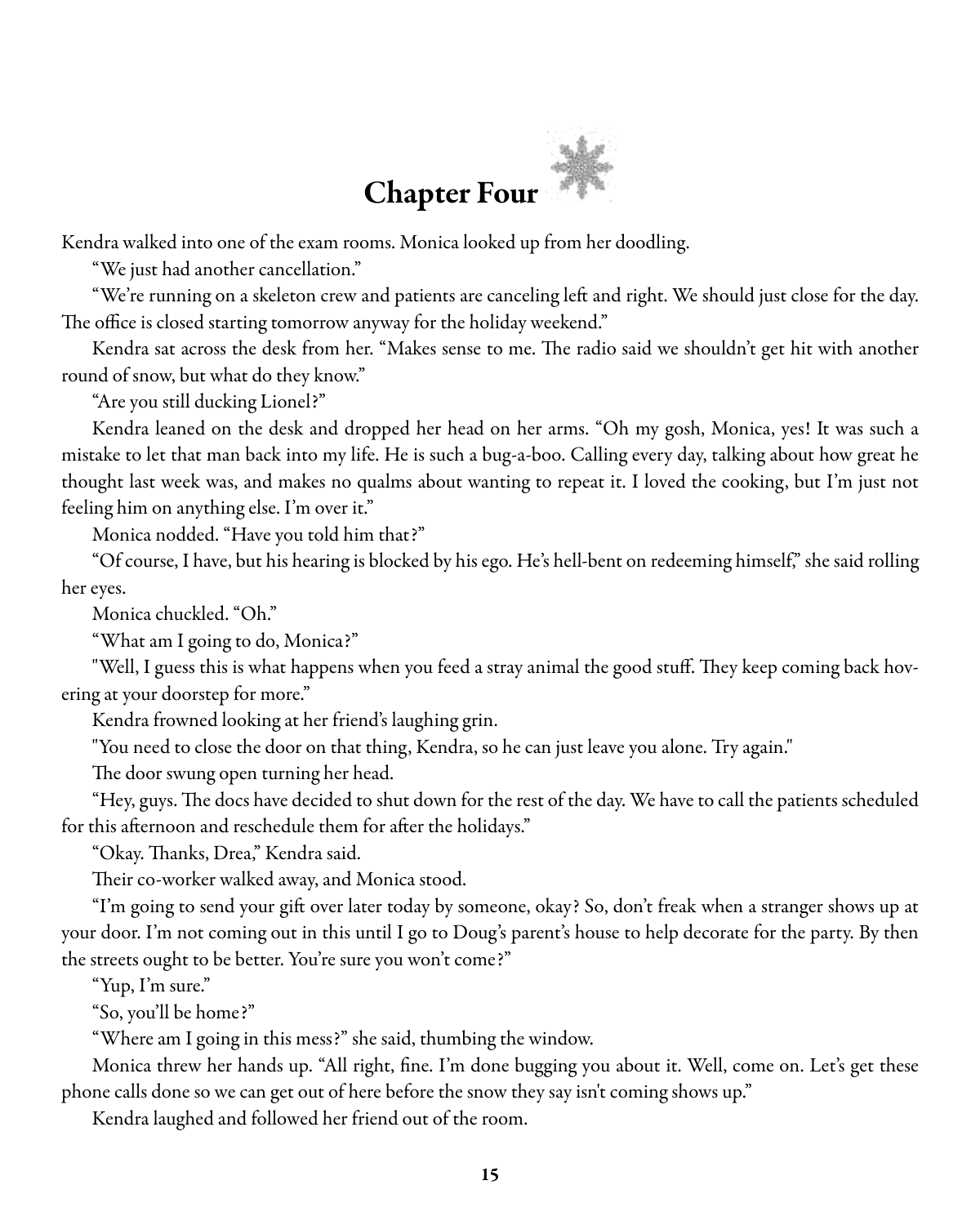# Chapter Four

Kendra walked into one of the exam rooms. Monica looked up from her doodling.

"We just had another cancellation."

"We're running on a skeleton crew and patients are canceling left and right. We should just close for the day. The office is closed starting tomorrow anyway for the holiday weekend."

Kendra sat across the desk from her. "Makes sense to me. The radio said we shouldn't get hit with another round of snow, but what do they know."

"Are you still ducking Lionel?"

Kendra leaned on the desk and dropped her head on her arms. "Oh my gosh, Monica, yes! It was such a mistake to let that man back into my life. He is such a bug-a-boo. Calling every day, talking about how great he thought last week was, and makes no qualms about wanting to repeat it. I loved the cooking, but I'm just not feeling him on anything else. I'm over it."

Monica nodded. "Have you told him that?"

"Of course, I have, but his hearing is blocked by his ego. He's hell-bent on redeeming himself," she said rolling her eyes.

Monica chuckled. "Oh."

"What am I going to do, Monica?"

"Well, I guess this is what happens when you feed a stray animal the good stuff. They keep coming back hovering at your doorstep for more."

Kendra frowned looking at her friend's laughing grin.

"You need to close the door on that thing, Kendra, so he can just leave you alone. Try again."

The door swung open turning her head.

"Hey, guys. The docs have decided to shut down for the rest of the day. We have to call the patients scheduled for this afternoon and reschedule them for after the holidays."

"Okay. Thanks, Drea," Kendra said.

Their co-worker walked away, and Monica stood.

"I'm going to send your gift over later today by someone, okay? So, don't freak when a stranger shows up at your door. I'm not coming out in this until I go to Doug's parent's house to help decorate for the party. By then the streets ought to be better. You're sure you won't come?"

"Yup, I'm sure."

"So, you'll be home?"

"Where am I going in this mess?" she said, thumbing the window.

Monica threw her hands up. "All right, fine. I'm done bugging you about it. Well, come on. Let's get these phone calls done so we can get out of here before the snow they say isn't coming shows up."

Kendra laughed and followed her friend out of the room.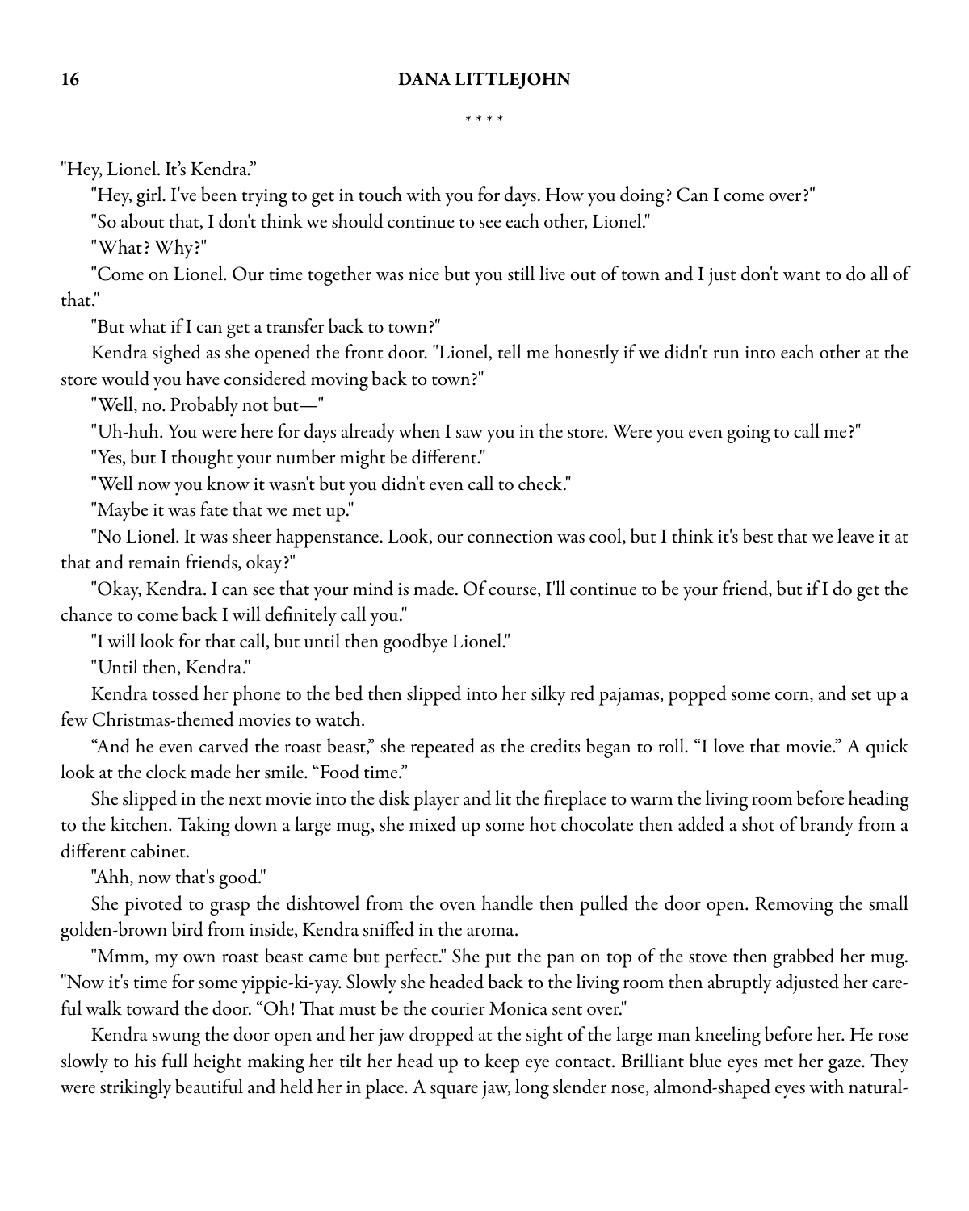\* \* \* \*

"Hey, Lionel. It's Kendra."

"Hey, girl. I've been trying to get in touch with you for days. How you doing? Can I come over?"

"So about that, I don't think we should continue to see each other, Lionel."

"What? Why?"

"Come on Lionel. Our time together was nice but you still live out of town and I just don't want to do all of that."

"But what if I can get a transfer back to town?"

Kendra sighed as she opened the front door. "Lionel, tell me honestly if we didn't run into each other at the store would you have considered moving back to town?"

"Well, no. Probably not but—"

"Uh-huh. You were here for days already when I saw you in the store. Were you even going to call me?"

"Yes, but I thought your number might be different."

"Well now you know it wasn't but you didn't even call to check."

"Maybe it was fate that we met up."

"No Lionel. It was sheer happenstance. Look, our connection was cool, but I think it's best that we leave it at that and remain friends, okay?"

"Okay, Kendra. I can see that your mind is made. Of course, I'll continue to be your friend, but if I do get the chance to come back I will definitely call you."

"I will look for that call, but until then goodbye Lionel."

"Until then, Kendra."

Kendra tossed her phone to the bed then slipped into her silky red pajamas, popped some corn, and set up a few Christmas-themed movies to watch.

"And he even carved the roast beast," she repeated as the credits began to roll. "I love that movie." A quick look at the clock made her smile. "Food time."

She slipped in the next movie into the disk player and lit the fireplace to warm the living room before heading to the kitchen. Taking down a large mug, she mixed up some hot chocolate then added a shot of brandy from a different cabinet.

"Ahh, now that's good."

She pivoted to grasp the dishtowel from the oven handle then pulled the door open. Removing the small golden-brown bird from inside, Kendra sniffed in the aroma.

"Mmm, my own roast beast came but perfect." She put the pan on top of the stove then grabbed her mug. "Now it's time for some yippie-ki-yay. Slowly she headed back to the living room then abruptly adjusted her careful walk toward the door. "Oh! That must be the courier Monica sent over."

Kendra swung the door open and her jaw dropped at the sight of the large man kneeling before her. He rose slowly to his full height making her tilt her head up to keep eye contact. Brilliant blue eyes met her gaze. They were strikingly beautiful and held her in place. A square jaw, long slender nose, almond-shaped eyes with natural-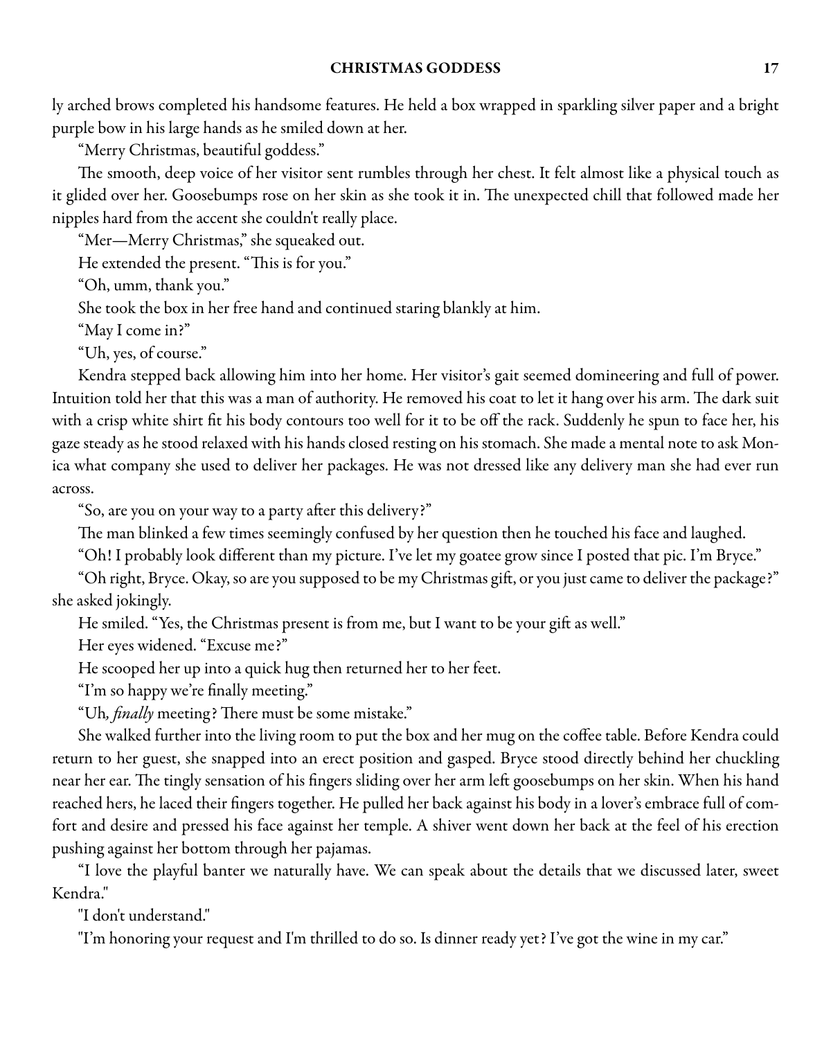ly arched brows completed his handsome features. He held a box wrapped in sparkling silver paper and a bright purple bow in his large hands as he smiled down at her.

"Merry Christmas, beautiful goddess."

The smooth, deep voice of her visitor sent rumbles through her chest. It felt almost like a physical touch as it glided over her. Goosebumps rose on her skin as she took it in. The unexpected chill that followed made her nipples hard from the accent she couldn't really place.

"Mer—Merry Christmas," she squeaked out.

He extended the present. "This is for you."

"Oh, umm, thank you."

She took the box in her free hand and continued staring blankly at him.

"May I come in?"

"Uh, yes, of course."

Kendra stepped back allowing him into her home. Her visitor's gait seemed domineering and full of power. Intuition told her that this was a man of authority. He removed his coat to let it hang over his arm. The dark suit with a crisp white shirt fit his body contours too well for it to be off the rack. Suddenly he spun to face her, his gaze steady as he stood relaxed with his hands closed resting on his stomach. She made a mental note to ask Monica what company she used to deliver her packages. He was not dressed like any delivery man she had ever run across.

"So, are you on your way to a party after this delivery?"

The man blinked a few times seemingly confused by her question then he touched his face and laughed.

"Oh! I probably look different than my picture. I've let my goatee grow since I posted that pic. I'm Bryce."

"Oh right, Bryce. Okay, so are you supposed to be my Christmas gift, or you just came to deliver the package?" she asked jokingly.

He smiled. "Yes, the Christmas present is from me, but I want to be your gift as well."

Her eyes widened. "Excuse me?"

He scooped her up into a quick hug then returned her to her feet.

"I'm so happy we're finally meeting."

"Uh, *finally* meeting? There must be some mistake."

She walked further into the living room to put the box and her mug on the coffee table. Before Kendra could return to her guest, she snapped into an erect position and gasped. Bryce stood directly behind her chuckling near her ear. The tingly sensation of his fingers sliding over her arm left goosebumps on her skin. When his hand reached hers, he laced their fingers together. He pulled her back against his body in a lover's embrace full of comfort and desire and pressed his face against her temple. A shiver went down her back at the feel of his erection pushing against her bottom through her pajamas.

"I love the playful banter we naturally have. We can speak about the details that we discussed later, sweet Kendra."

"I don't understand."

"I'm honoring your request and I'm thrilled to do so. Is dinner ready yet? I've got the wine in my car."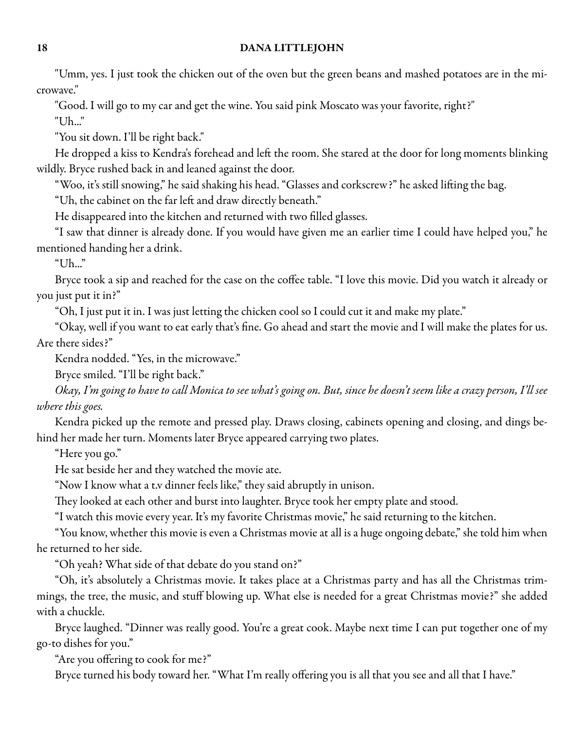"Umm, yes. I just took the chicken out of the oven but the green beans and mashed potatoes are in the microwave."

"Good. I will go to my car and get the wine. You said pink Moscato was your favorite, right?"

"Uh..."

"You sit down. I'll be right back."

He dropped a kiss to Kendra's forehead and left the room. She stared at the door for long moments blinking wildly. Bryce rushed back in and leaned against the door.

"Woo, it's still snowing," he said shaking his head. "Glasses and corkscrew?" he asked lifting the bag.

"Uh, the cabinet on the far left and draw directly beneath."

He disappeared into the kitchen and returned with two filled glasses.

"I saw that dinner is already done. If you would have given me an earlier time I could have helped you," he mentioned handing her a drink.

"Uh..."

Bryce took a sip and reached for the case on the coffee table. "I love this movie. Did you watch it already or you just put it in?"

"Oh, I just put it in. I was just letting the chicken cool so I could cut it and make my plate."

"Okay, well if you want to eat early that's fine. Go ahead and start the movie and I will make the plates for us. Are there sides?"

Kendra nodded. "Yes, in the microwave."

Bryce smiled. "I'll be right back."

*Okay, I'm going to have to call Monica to see what's going on. But, since he doesn't seem like a crazy person, I'll see where this goes.*

Kendra picked up the remote and pressed play. Draws closing, cabinets opening and closing, and dings behind her made her turn. Moments later Bryce appeared carrying two plates.

"Here you go."

He sat beside her and they watched the movie ate.

"Now I know what a t.v dinner feels like," they said abruptly in unison.

They looked at each other and burst into laughter. Bryce took her empty plate and stood.

"I watch this movie every year. It's my favorite Christmas movie," he said returning to the kitchen.

"You know, whether this movie is even a Christmas movie at all is a huge ongoing debate," she told him when he returned to her side.

"Oh yeah? What side of that debate do you stand on?"

"Oh, it's absolutely a Christmas movie. It takes place at a Christmas party and has all the Christmas trimmings, the tree, the music, and stuff blowing up. What else is needed for a great Christmas movie?" she added with a chuckle.

Bryce laughed. "Dinner was really good. You're a great cook. Maybe next time I can put together one of my go-to dishes for you."

"Are you offering to cook for me?"

Bryce turned his body toward her. "What I'm really offering you is all that you see and all that I have."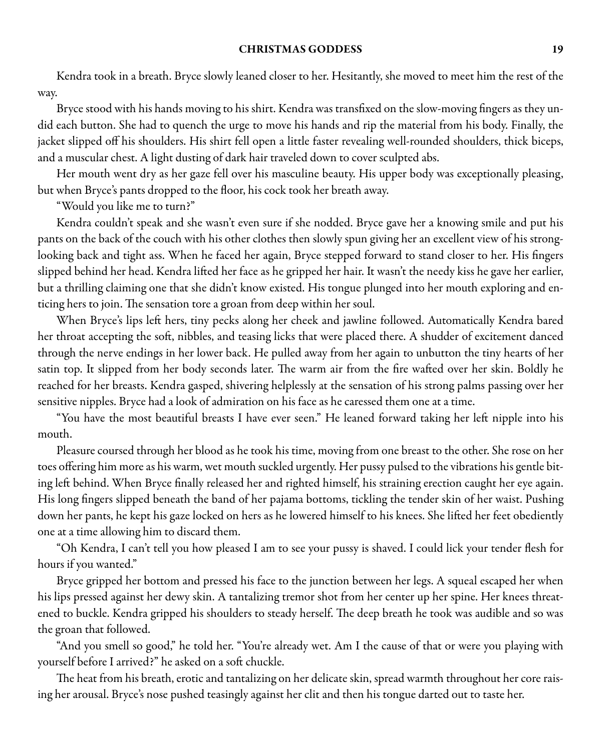Kendra took in a breath. Bryce slowly leaned closer to her. Hesitantly, she moved to meet him the rest of the way.

Bryce stood with his hands moving to his shirt. Kendra was transfixed on the slow-moving fingers as they undid each button. She had to quench the urge to move his hands and rip the material from his body. Finally, the jacket slipped off his shoulders. His shirt fell open a little faster revealing well-rounded shoulders, thick biceps, and a muscular chest. A light dusting of dark hair traveled down to cover sculpted abs.

Her mouth went dry as her gaze fell over his masculine beauty. His upper body was exceptionally pleasing, but when Bryce's pants dropped to the floor, his cock took her breath away.

"Would you like me to turn?"

Kendra couldn't speak and she wasn't even sure if she nodded. Bryce gave her a knowing smile and put his pants on the back of the couch with his other clothes then slowly spun giving her an excellent view of his strong-looking back and tight ass. When he faced her again, Bryce stepped forward to stand closer to her. His fingers slipped behind her head. Kendra lifted her face as he gripped her hair. It wasn't the needy kiss he gave her earlier, but a thrilling claiming one that she didn't know existed. His tongue plunged into her mouth exploring and enticing hers to join. The sensation tore a groan from deep within her soul.

When Bryce's lips left hers, tiny pecks along her cheek and jawline followed. Automatically Kendra bared her throat accepting the soft, nibbles, and teasing licks that were placed there. A shudder of excitement danced through the nerve endings in her lower back. He pulled away from her again to unbutton the tiny hearts of her satin top. It slipped from her body seconds later. The warm air from the fire wafted over her skin. Boldly he reached for her breasts. Kendra gasped, shivering helplessly at the sensation of his strong palms passing over her sensitive nipples. Bryce had a look of admiration on his face as he caressed them one at a time.

"You have the most beautiful breasts I have ever seen." He leaned forward taking her left nipple into his mouth.

Pleasure coursed through her blood as he took his time, moving from one breast to the other. She rose on her toes offering him more as his warm, wet mouth suckled urgently. Her pussy pulsed to the vibrations his gentle biting left behind. When Bryce finally released her and righted himself, his straining erection caught her eye again. His long fingers slipped beneath the band of her pajama bottoms, tickling the tender skin of her waist. Pushing down her pants, he kept his gaze locked on hers as he lowered himself to his knees. She lifted her feet obediently one at a time allowing him to discard them.

"Oh Kendra, I can't tell you how pleased I am to see your pussy is shaved. I could lick your tender flesh for hours if you wanted."

Bryce gripped her bottom and pressed his face to the junction between her legs. A squeal escaped her when his lips pressed against her dewy skin. A tantalizing tremor shot from her center up her spine. Her knees threatened to buckle. Kendra gripped his shoulders to steady herself. The deep breath he took was audible and so was the groan that followed.

"And you smell so good," he told her. "You're already wet. Am I the cause of that or were you playing with yourself before I arrived?" he asked on a soft chuckle.

The heat from his breath, erotic and tantalizing on her delicate skin, spread warmth throughout her core raising her arousal. Bryce's nose pushed teasingly against her clit and then his tongue darted out to taste her.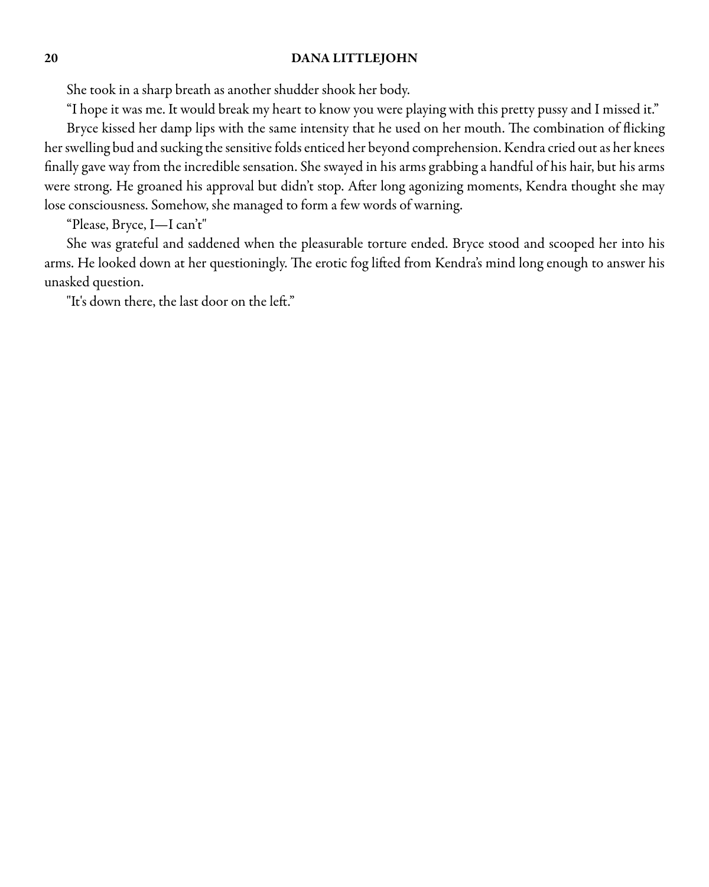She took in a sharp breath as another shudder shook her body.

"I hope it was me. It would break my heart to know you were playing with this pretty pussy and I missed it."

Bryce kissed her damp lips with the same intensity that he used on her mouth. The combination of flicking her swelling bud and sucking the sensitive folds enticed her beyond comprehension. Kendra cried out as her knees finally gave way from the incredible sensation. She swayed in his arms grabbing a handful of his hair, but his arms were strong. He groaned his approval but didn't stop. After long agonizing moments, Kendra thought she may lose consciousness. Somehow, she managed to form a few words of warning.

"Please, Bryce, I—I can't"

She was grateful and saddened when the pleasurable torture ended. Bryce stood and scooped her into his arms. He looked down at her questioningly. The erotic fog lifted from Kendra's mind long enough to answer his unasked question.

"It's down there, the last door on the left."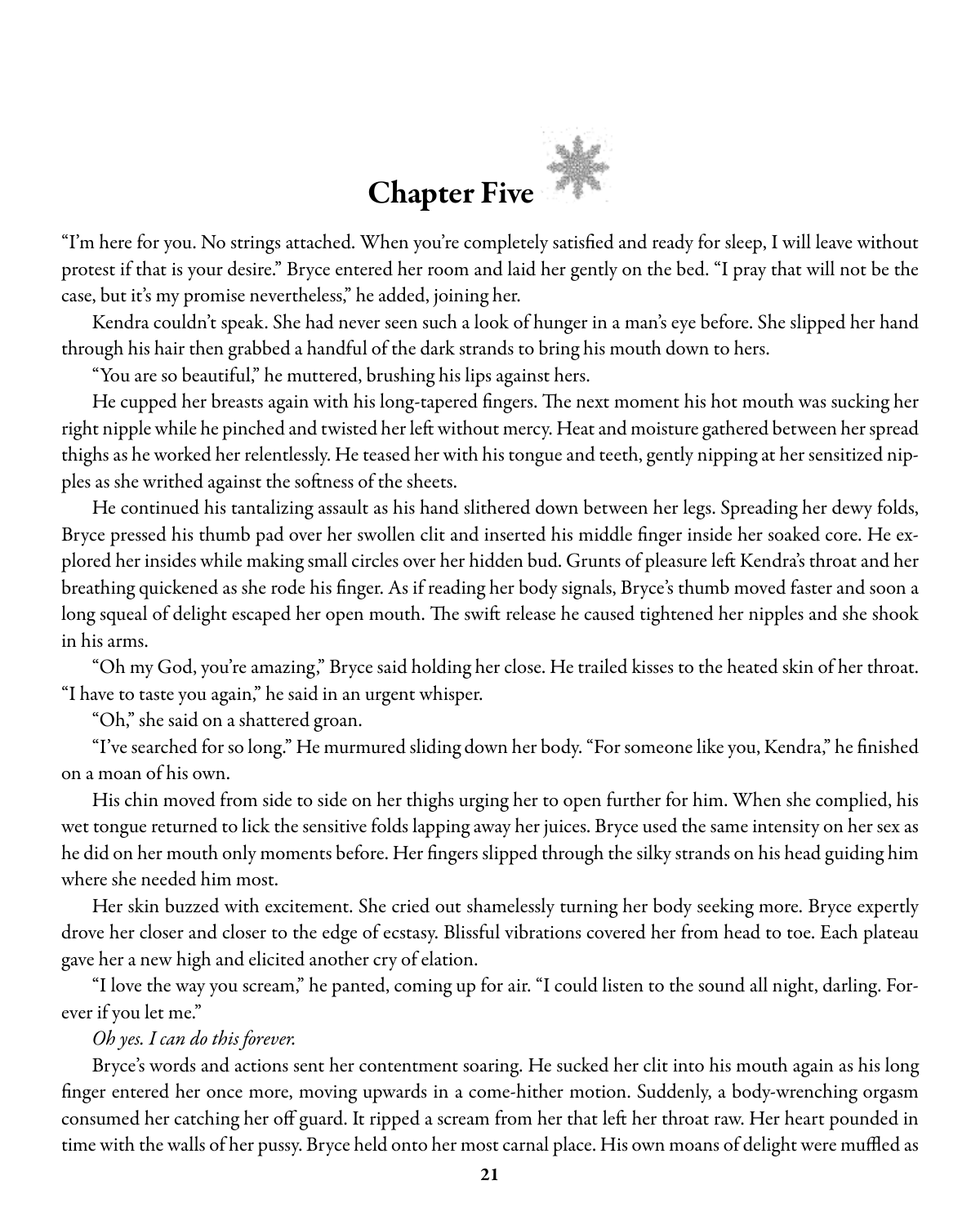# Chapter Five

"I'm here for you. No strings attached. When you're completely satisfied and ready for sleep, I will leave without protest if that is your desire." Bryce entered her room and laid her gently on the bed. "I pray that will not be the case, but it's my promise nevertheless," he added, joining her.

Kendra couldn't speak. She had never seen such a look of hunger in a man's eye before. She slipped her hand through his hair then grabbed a handful of the dark strands to bring his mouth down to hers.

"You are so beautiful," he muttered, brushing his lips against hers.

He cupped her breasts again with his long-tapered fingers. The next moment his hot mouth was sucking her right nipple while he pinched and twisted her left without mercy. Heat and moisture gathered between her spread thighs as he worked her relentlessly. He teased her with his tongue and teeth, gently nipping at her sensitized nipples as she writhed against the softness of the sheets.

He continued his tantalizing assault as his hand slithered down between her legs. Spreading her dewy folds, Bryce pressed his thumb pad over her swollen clit and inserted his middle finger inside her soaked core. He explored her insides while making small circles over her hidden bud. Grunts of pleasure left Kendra's throat and her breathing quickened as she rode his finger. As if reading her body signals, Bryce's thumb moved faster and soon a long squeal of delight escaped her open mouth. The swift release he caused tightened her nipples and she shook in his arms.

"Oh my God, you're amazing," Bryce said holding her close. He trailed kisses to the heated skin of her throat. "I have to taste you again," he said in an urgent whisper.

"Oh," she said on a shattered groan.

"I've searched for so long." He murmured sliding down her body. "For someone like you, Kendra," he finished on a moan of his own.

His chin moved from side to side on her thighs urging her to open further for him. When she complied, his wet tongue returned to lick the sensitive folds lapping away her juices. Bryce used the same intensity on her sex as he did on her mouth only moments before. Her fingers slipped through the silky strands on his head guiding him where she needed him most.

Her skin buzzed with excitement. She cried out shamelessly turning her body seeking more. Bryce expertly drove her closer and closer to the edge of ecstasy. Blissful vibrations covered her from head to toe. Each plateau gave her a new high and elicited another cry of elation.

"I love the way you scream," he panted, coming up for air. "I could listen to the sound all night, darling. Forever if you let me."

*Oh yes. I can do this forever.*

Bryce's words and actions sent her contentment soaring. He sucked her clit into his mouth again as his long finger entered her once more, moving upwards in a come-hither motion. Suddenly, a body-wrenching orgasm consumed her catching her off guard. It ripped a scream from her that left her throat raw. Her heart pounded in time with the walls of her pussy. Bryce held onto her most carnal place. His own moans of delight were muffled as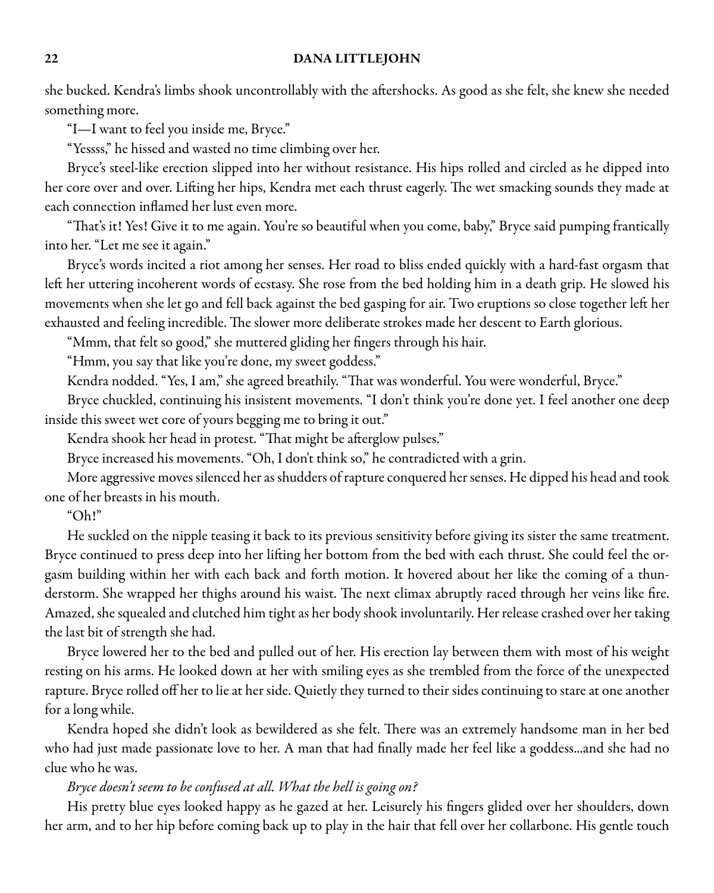she bucked. Kendra's limbs shook uncontrollably with the aftershocks. As good as she felt, she knew she needed something more.

"I—I want to feel you inside me, Bryce."

"Yessss," he hissed and wasted no time climbing over her.

Bryce's steel-like erection slipped into her without resistance. His hips rolled and circled as he dipped into her core over and over. Lifting her hips, Kendra met each thrust eagerly. The wet smacking sounds they made at each connection inflamed her lust even more.

"That's it! Yes! Give it to me again. You're so beautiful when you come, baby," Bryce said pumping frantically into her. "Let me see it again."

Bryce's words incited a riot among her senses. Her road to bliss ended quickly with a hard-fast orgasm that left her uttering incoherent words of ecstasy. She rose from the bed holding him in a death grip. He slowed his movements when she let go and fell back against the bed gasping for air. Two eruptions so close together left her exhausted and feeling incredible. The slower more deliberate strokes made her descent to Earth glorious.

"Mmm, that felt so good," she muttered gliding her fingers through his hair.

"Hmm, you say that like you're done, my sweet goddess."

Kendra nodded. "Yes, I am," she agreed breathily. "That was wonderful. You were wonderful, Bryce."

Bryce chuckled, continuing his insistent movements. "I don't think you're done yet. I feel another one deep inside this sweet wet core of yours begging me to bring it out."

Kendra shook her head in protest. "That might be afterglow pulses."

Bryce increased his movements. "Oh, I don't think so," he contradicted with a grin.

More aggressive moves silenced her as shudders of rapture conquered her senses. He dipped his head and took one of her breasts in his mouth.

"Oh!"

He suckled on the nipple teasing it back to its previous sensitivity before giving its sister the same treatment. Bryce continued to press deep into her lifting her bottom from the bed with each thrust. She could feel the orgasm building within her with each back and forth motion. It hovered about her like the coming of a thunderstorm. She wrapped her thighs around his waist. The next climax abruptly raced through her veins like fire. Amazed, she squealed and clutched him tight as her body shook involuntarily. Her release crashed over her taking the last bit of strength she had.

Bryce lowered her to the bed and pulled out of her. His erection lay between them with most of his weight resting on his arms. He looked down at her with smiling eyes as she trembled from the force of the unexpected rapture. Bryce rolled off her to lie at her side. Quietly they turned to their sides continuing to stare at one another for a long while.

Kendra hoped she didn't look as bewildered as she felt. There was an extremely handsome man in her bed who had just made passionate love to her. A man that had finally made her feel like a goddess…and she had no clue who he was.

*Bryce doesn't seem to be confused at all. What the hell is going on?*

His pretty blue eyes looked happy as he gazed at her. Leisurely his fingers glided over her shoulders, down her arm, and to her hip before coming back up to play in the hair that fell over her collarbone. His gentle touch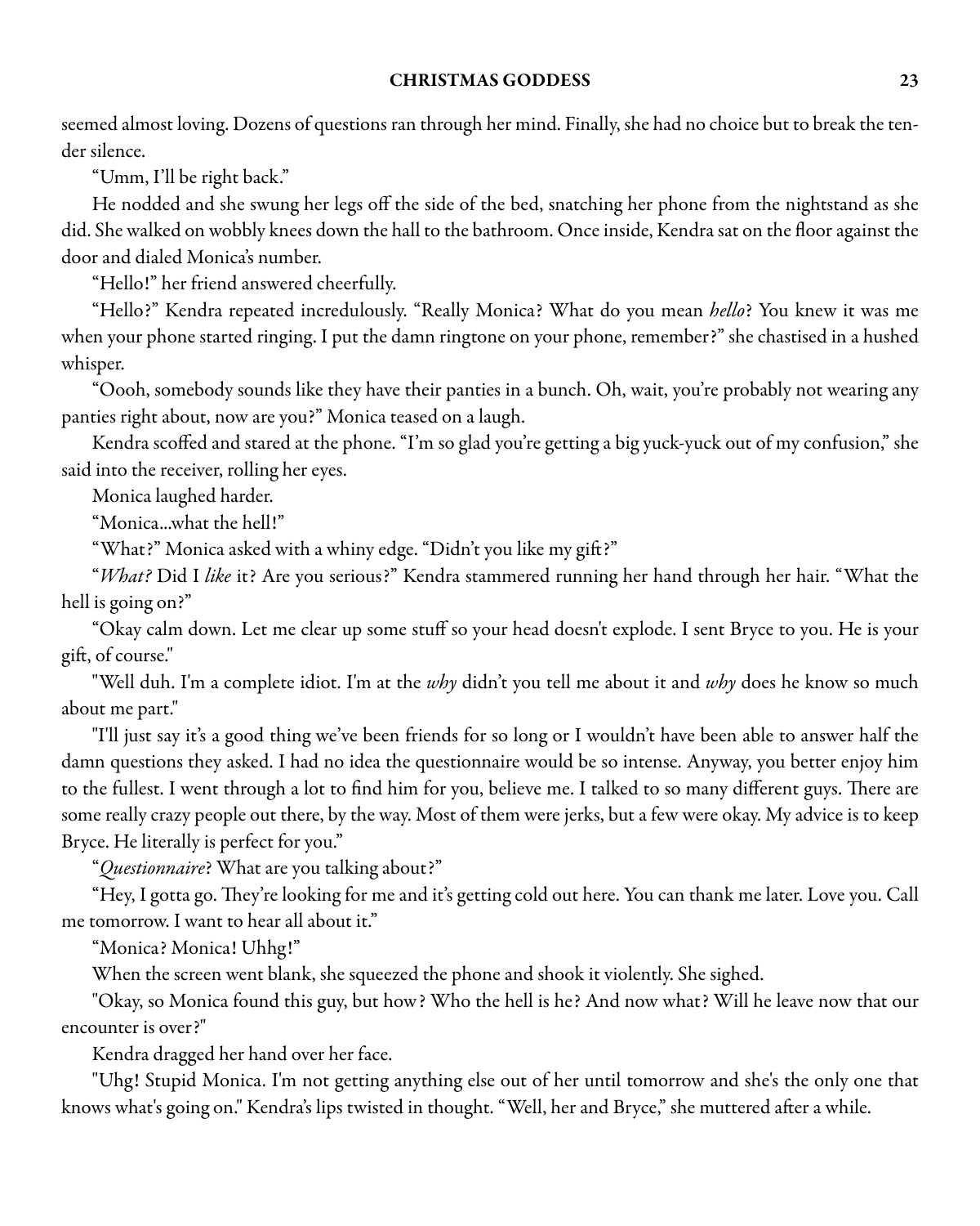seemed almost loving. Dozens of questions ran through her mind. Finally, she had no choice but to break the tender silence.

"Umm, I'll be right back."

He nodded and she swung her legs off the side of the bed, snatching her phone from the nightstand as she did. She walked on wobbly knees down the hall to the bathroom. Once inside, Kendra sat on the floor against the door and dialed Monica's number.

"Hello!" her friend answered cheerfully.

"Hello?" Kendra repeated incredulously. "Really Monica? What do you mean *hello*? You knew it was me when your phone started ringing. I put the damn ringtone on your phone, remember?" she chastised in a hushed whisper.

"Oooh, somebody sounds like they have their panties in a bunch. Oh, wait, you're probably not wearing any panties right about, now are you?" Monica teased on a laugh.

Kendra scoffed and stared at the phone. "I'm so glad you're getting a big yuck-yuck out of my confusion," she said into the receiver, rolling her eyes.

Monica laughed harder.

"Monica...what the hell!"

"What?" Monica asked with a whiny edge. "Didn't you like my gift?"

"*What?* Did I *like* it? Are you serious?" Kendra stammered running her hand through her hair. "What the hell is going on?"

"Okay calm down. Let me clear up some stuff so your head doesn't explode. I sent Bryce to you. He is your gift, of course."

"Well duh. I'm a complete idiot. I'm at the *why* didn't you tell me about it and *why* does he know so much about me part."

"I'll just say it's a good thing we've been friends for so long or I wouldn't have been able to answer half the damn questions they asked. I had no idea the questionnaire would be so intense. Anyway, you better enjoy him to the fullest. I went through a lot to find him for you, believe me. I talked to so many different guys. There are some really crazy people out there, by the way. Most of them were jerks, but a few were okay. My advice is to keep Bryce. He literally is perfect for you."

"*Questionnaire*? What are you talking about?"

"Hey, I gotta go. They're looking for me and it's getting cold out here. You can thank me later. Love you. Call me tomorrow. I want to hear all about it."

"Monica? Monica! Uhhg!"

When the screen went blank, she squeezed the phone and shook it violently. She sighed.

"Okay, so Monica found this guy, but how? Who the hell is he? And now what? Will he leave now that our encounter is over?"

Kendra dragged her hand over her face.

"Uhg! Stupid Monica. I'm not getting anything else out of her until tomorrow and she's the only one that knows what's going on." Kendra's lips twisted in thought. "Well, her and Bryce," she muttered after a while.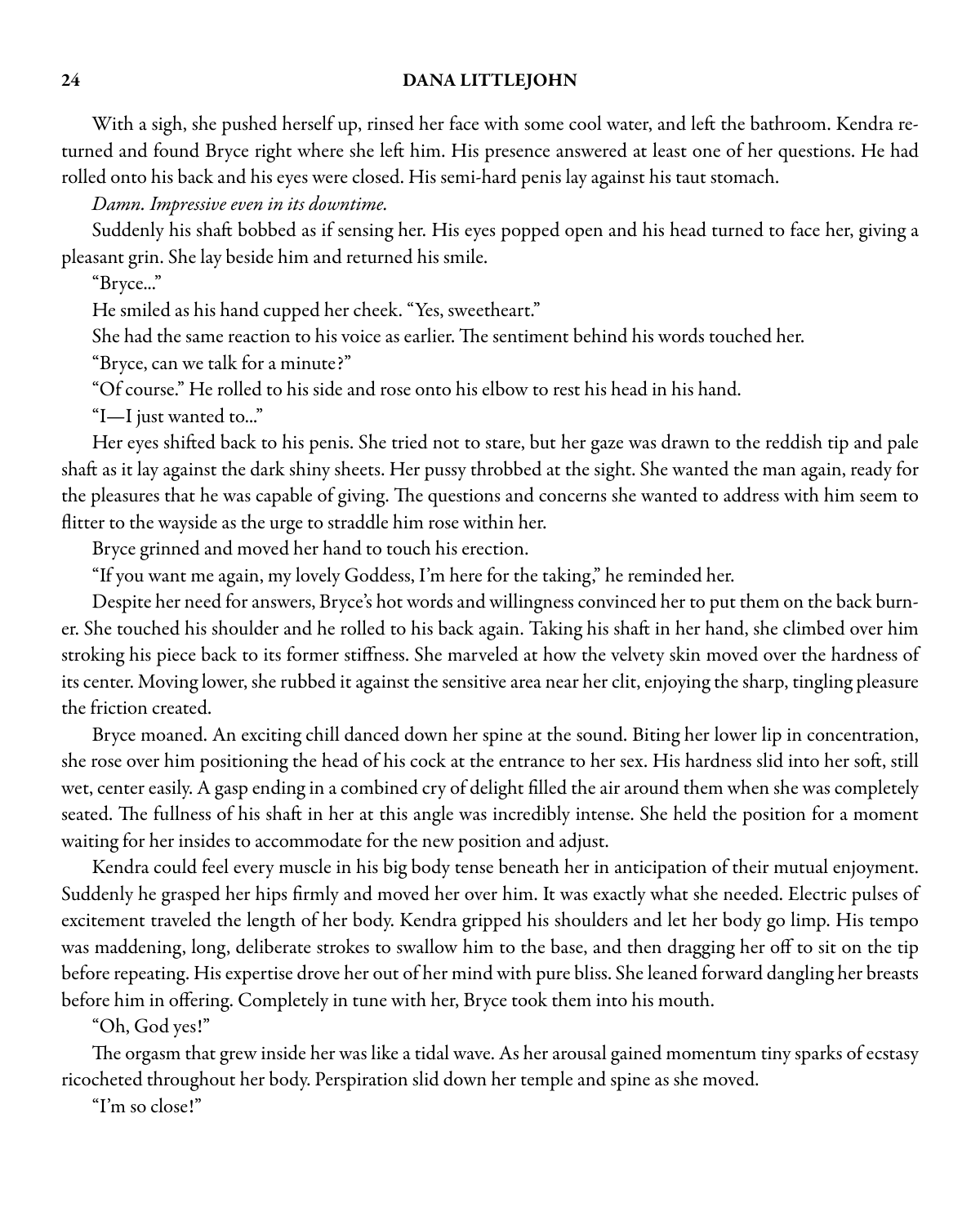With a sigh, she pushed herself up, rinsed her face with some cool water, and left the bathroom. Kendra returned and found Bryce right where she left him. His presence answered at least one of her questions. He had rolled onto his back and his eyes were closed. His semi-hard penis lay against his taut stomach.

*Damn. Impressive even in its downtime.*

Suddenly his shaft bobbed as if sensing her. His eyes popped open and his head turned to face her, giving a pleasant grin. She lay beside him and returned his smile.

"Bryce..."

He smiled as his hand cupped her cheek. "Yes, sweetheart."

She had the same reaction to his voice as earlier. The sentiment behind his words touched her.

"Bryce, can we talk for a minute?"

"Of course." He rolled to his side and rose onto his elbow to rest his head in his hand.

"I—I just wanted to..."

Her eyes shifted back to his penis. She tried not to stare, but her gaze was drawn to the reddish tip and pale shaft as it lay against the dark shiny sheets. Her pussy throbbed at the sight. She wanted the man again, ready for the pleasures that he was capable of giving. The questions and concerns she wanted to address with him seem to flitter to the wayside as the urge to straddle him rose within her.

Bryce grinned and moved her hand to touch his erection.

"If you want me again, my lovely Goddess, I'm here for the taking," he reminded her.

Despite her need for answers, Bryce's hot words and willingness convinced her to put them on the back burner. She touched his shoulder and he rolled to his back again. Taking his shaft in her hand, she climbed over him stroking his piece back to its former stiffness. She marveled at how the velvety skin moved over the hardness of its center. Moving lower, she rubbed it against the sensitive area near her clit, enjoying the sharp, tingling pleasure the friction created.

Bryce moaned. An exciting chill danced down her spine at the sound. Biting her lower lip in concentration, she rose over him positioning the head of his cock at the entrance to her sex. His hardness slid into her soft, still wet, center easily. A gasp ending in a combined cry of delight filled the air around them when she was completely seated. The fullness of his shaft in her at this angle was incredibly intense. She held the position for a moment waiting for her insides to accommodate for the new position and adjust.

Kendra could feel every muscle in his big body tense beneath her in anticipation of their mutual enjoyment. Suddenly he grasped her hips firmly and moved her over him. It was exactly what she needed. Electric pulses of excitement traveled the length of her body. Kendra gripped his shoulders and let her body go limp. His tempo was maddening, long, deliberate strokes to swallow him to the base, and then dragging her off to sit on the tip before repeating. His expertise drove her out of her mind with pure bliss. She leaned forward dangling her breasts before him in offering. Completely in tune with her, Bryce took them into his mouth.

"Oh, God yes!"

The orgasm that grew inside her was like a tidal wave. As her arousal gained momentum tiny sparks of ecstasy ricocheted throughout her body. Perspiration slid down her temple and spine as she moved.

"I'm so close!"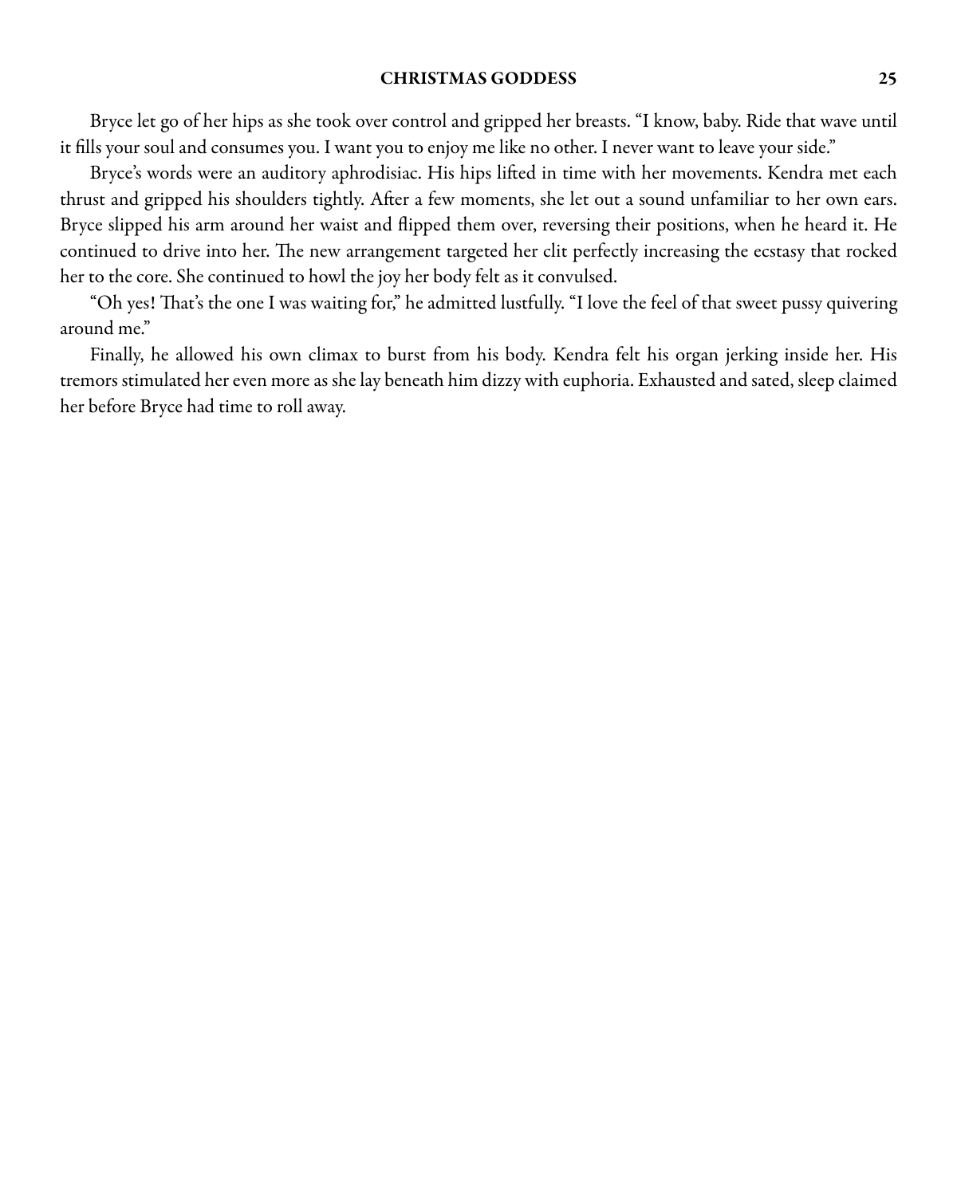Bryce let go of her hips as she took over control and gripped her breasts. "I know, baby. Ride that wave until it fills your soul and consumes you. I want you to enjoy me like no other. I never want to leave your side."

Bryce's words were an auditory aphrodisiac. His hips lifted in time with her movements. Kendra met each thrust and gripped his shoulders tightly. After a few moments, she let out a sound unfamiliar to her own ears. Bryce slipped his arm around her waist and flipped them over, reversing their positions, when he heard it. He continued to drive into her. The new arrangement targeted her clit perfectly increasing the ecstasy that rocked her to the core. She continued to howl the joy her body felt as it convulsed.

"Oh yes! That's the one I was waiting for," he admitted lustfully. "I love the feel of that sweet pussy quivering around me."

Finally, he allowed his own climax to burst from his body. Kendra felt his organ jerking inside her. His tremors stimulated her even more as she lay beneath him dizzy with euphoria. Exhausted and sated, sleep claimed her before Bryce had time to roll away.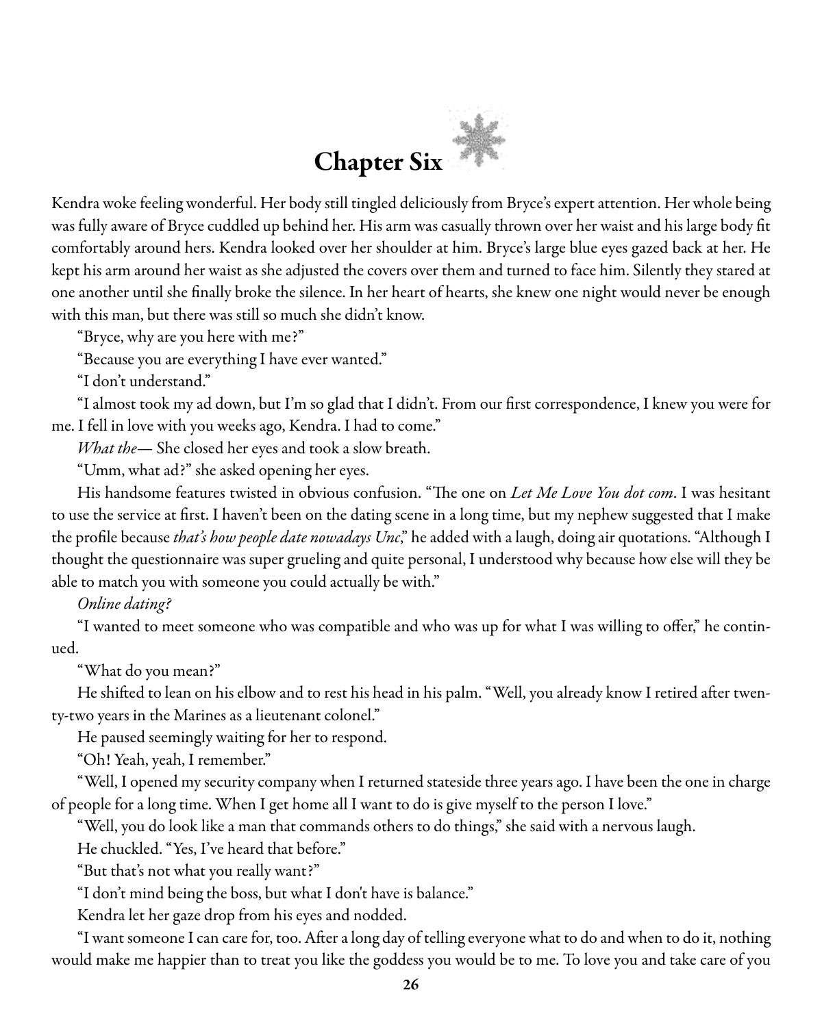# Chapter Six

Kendra woke feeling wonderful. Her body still tingled deliciously from Bryce's expert attention. Her whole being was fully aware of Bryce cuddled up behind her. His arm was casually thrown over her waist and his large body fit comfortably around hers. Kendra looked over her shoulder at him. Bryce's large blue eyes gazed back at her. He kept his arm around her waist as she adjusted the covers over them and turned to face him. Silently they stared at one another until she finally broke the silence. In her heart of hearts, she knew one night would never be enough with this man, but there was still so much she didn't know.

"Bryce, why are you here with me?"

"Because you are everything I have ever wanted."

"I don't understand."

"I almost took my ad down, but I'm so glad that I didn't. From our first correspondence, I knew you were for me. I fell in love with you weeks ago, Kendra. I had to come."

*What the—* She closed her eyes and took a slow breath.

"Umm, what ad?" she asked opening her eyes.

His handsome features twisted in obvious confusion. "The one on *Let Me Love You dot com*. I was hesitant to use the service at first. I haven't been on the dating scene in a long time, but my nephew suggested that I make the profile because *that's how people date nowadays Unc*," he added with a laugh, doing air quotations. "Although I thought the questionnaire was super grueling and quite personal, I understood why because how else will they be able to match you with someone you could actually be with."

*Online dating?*

"I wanted to meet someone who was compatible and who was up for what I was willing to offer," he continued.

"What do you mean?"

He shifted to lean on his elbow and to rest his head in his palm. "Well, you already know I retired after twenty-two years in the Marines as a lieutenant colonel."

He paused seemingly waiting for her to respond.

"Oh! Yeah, yeah, I remember."

"Well, I opened my security company when I returned stateside three years ago. I have been the one in charge of people for a long time. When I get home all I want to do is give myself to the person I love."

"Well, you do look like a man that commands others to do things," she said with a nervous laugh.

He chuckled. "Yes, I've heard that before."

"But that's not what you really want?"

"I don't mind being the boss, but what I don't have is balance."

Kendra let her gaze drop from his eyes and nodded.

"I want someone I can care for, too. After a long day of telling everyone what to do and when to do it, nothing would make me happier than to treat you like the goddess you would be to me. To love you and take care of you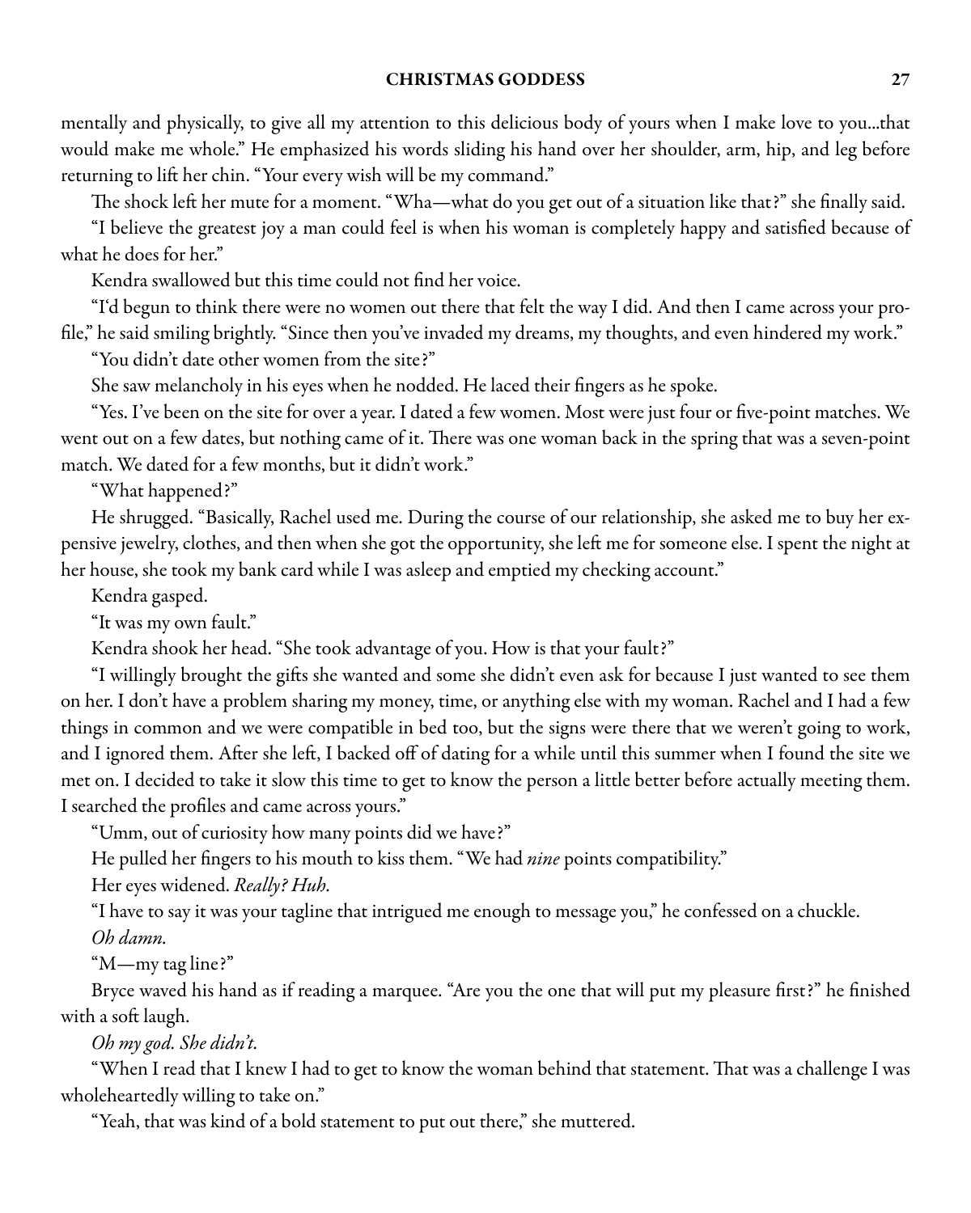mentally and physically, to give all my attention to this delicious body of yours when I make love to you...that would make me whole." He emphasized his words sliding his hand over her shoulder, arm, hip, and leg before returning to lift her chin. "Your every wish will be my command."

The shock left her mute for a moment. "Wha—what do you get out of a situation like that?" she finally said.

"I believe the greatest joy a man could feel is when his woman is completely happy and satisfied because of what he does for her."

Kendra swallowed but this time could not find her voice.

"I'd begun to think there were no women out there that felt the way I did. And then I came across your profile," he said smiling brightly. "Since then you've invaded my dreams, my thoughts, and even hindered my work."

"You didn't date other women from the site?"

She saw melancholy in his eyes when he nodded. He laced their fingers as he spoke.

"Yes. I've been on the site for over a year. I dated a few women. Most were just four or five-point matches. We went out on a few dates, but nothing came of it. There was one woman back in the spring that was a seven-point match. We dated for a few months, but it didn't work."

"What happened?"

He shrugged. "Basically, Rachel used me. During the course of our relationship, she asked me to buy her expensive jewelry, clothes, and then when she got the opportunity, she left me for someone else. I spent the night at her house, she took my bank card while I was asleep and emptied my checking account."

Kendra gasped.

"It was my own fault."

Kendra shook her head. "She took advantage of you. How is that your fault?"

"I willingly brought the gifts she wanted and some she didn't even ask for because I just wanted to see them on her. I don't have a problem sharing my money, time, or anything else with my woman. Rachel and I had a few things in common and we were compatible in bed too, but the signs were there that we weren't going to work, and I ignored them. After she left, I backed off of dating for a while until this summer when I found the site we met on. I decided to take it slow this time to get to know the person a little better before actually meeting them. I searched the profiles and came across yours."

"Umm, out of curiosity how many points did we have?"

He pulled her fingers to his mouth to kiss them. "We had *nine* points compatibility."

Her eyes widened. *Really? Huh.*

"I have to say it was your tagline that intrigued me enough to message you," he confessed on a chuckle.

*Oh damn.*

"M—my tag line?"

Bryce waved his hand as if reading a marquee. "Are you the one that will put my pleasure first?" he finished with a soft laugh.

*Oh my god. She didn't.*

"When I read that I knew I had to get to know the woman behind that statement. That was a challenge I was wholeheartedly willing to take on."

"Yeah, that was kind of a bold statement to put out there," she muttered.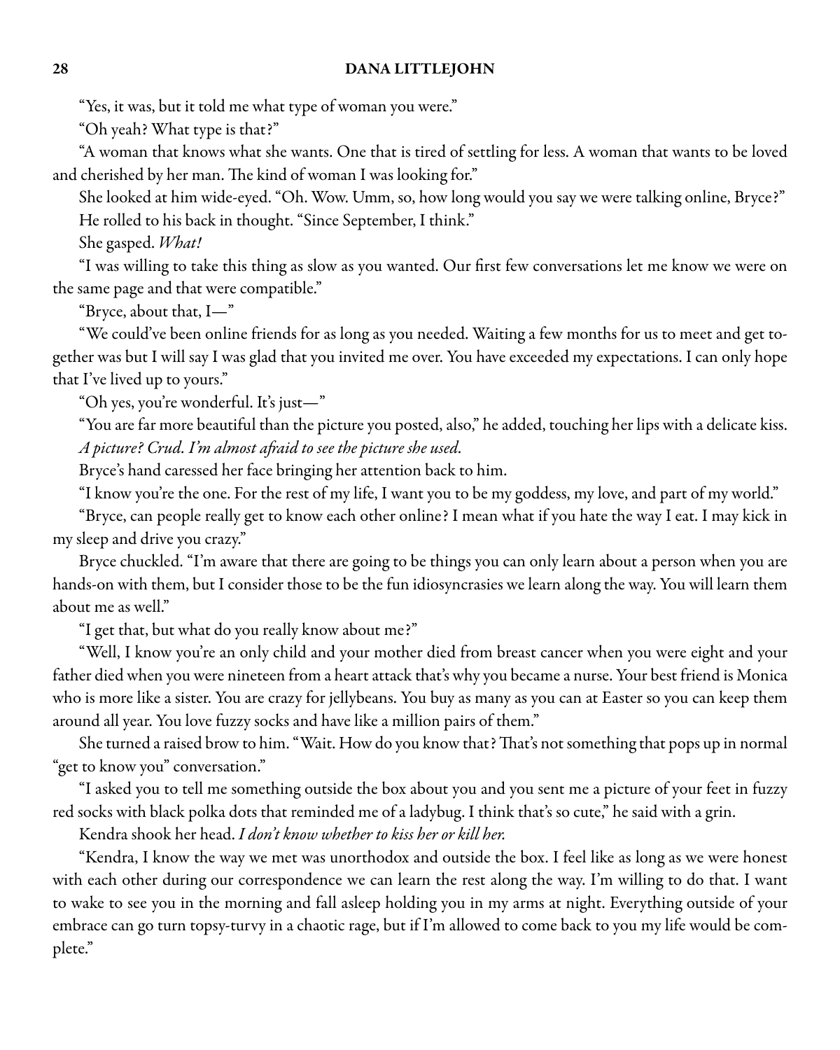"Yes, it was, but it told me what type of woman you were."

"Oh yeah? What type is that?"

"A woman that knows what she wants. One that is tired of settling for less. A woman that wants to be loved and cherished by her man. The kind of woman I was looking for."

She looked at him wide-eyed. "Oh. Wow. Umm, so, how long would you say we were talking online, Bryce?"

He rolled to his back in thought. "Since September, I think."

She gasped. *What!*

"I was willing to take this thing as slow as you wanted. Our first few conversations let me know we were on the same page and that were compatible."

"Bryce, about that, I—"

"We could've been online friends for as long as you needed. Waiting a few months for us to meet and get together was but I will say I was glad that you invited me over. You have exceeded my expectations. I can only hope that I've lived up to yours."

"Oh yes, you're wonderful. It's just—"

"You are far more beautiful than the picture you posted, also," he added, touching her lips with a delicate kiss.

*A picture? Crud. I'm almost afraid to see the picture she used.*

Bryce's hand caressed her face bringing her attention back to him.

"I know you're the one. For the rest of my life, I want you to be my goddess, my love, and part of my world."

"Bryce, can people really get to know each other online? I mean what if you hate the way I eat. I may kick in my sleep and drive you crazy."

Bryce chuckled. "I'm aware that there are going to be things you can only learn about a person when you are hands-on with them, but I consider those to be the fun idiosyncrasies we learn along the way. You will learn them about me as well."

"I get that, but what do you really know about me?"

"Well, I know you're an only child and your mother died from breast cancer when you were eight and your father died when you were nineteen from a heart attack that's why you became a nurse. Your best friend is Monica who is more like a sister. You are crazy for jellybeans. You buy as many as you can at Easter so you can keep them around all year. You love fuzzy socks and have like a million pairs of them."

She turned a raised brow to him. "Wait. How do you know that? That's not something that pops up in normal "get to know you" conversation."

"I asked you to tell me something outside the box about you and you sent me a picture of your feet in fuzzy red socks with black polka dots that reminded me of a ladybug. I think that's so cute," he said with a grin.

Kendra shook her head. *I don't know whether to kiss her or kill her.*

"Kendra, I know the way we met was unorthodox and outside the box. I feel like as long as we were honest with each other during our correspondence we can learn the rest along the way. I'm willing to do that. I want to wake to see you in the morning and fall asleep holding you in my arms at night. Everything outside of your embrace can go turn topsy-turvy in a chaotic rage, but if I'm allowed to come back to you my life would be complete."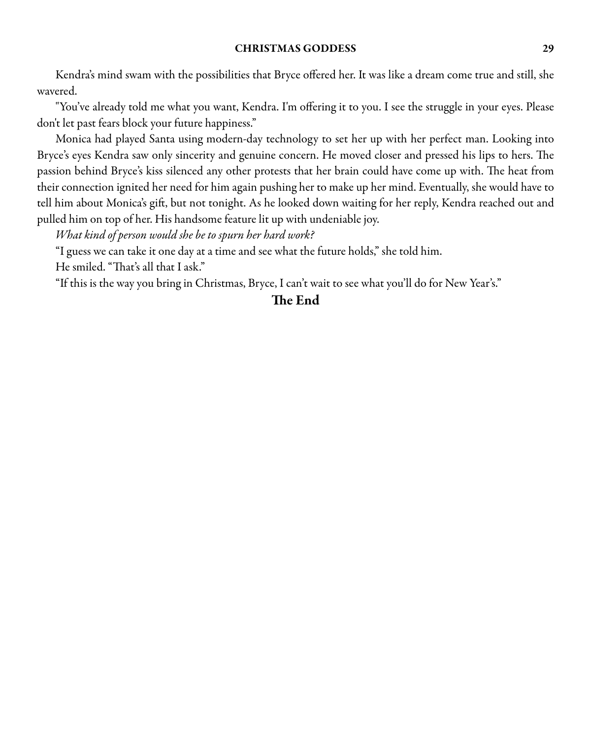Kendra's mind swam with the possibilities that Bryce offered her. It was like a dream come true and still, she wavered.

"You've already told me what you want, Kendra. I'm offering it to you. I see the struggle in your eyes. Please don't let past fears block your future happiness."

Monica had played Santa using modern-day technology to set her up with her perfect man. Looking into Bryce's eyes Kendra saw only sincerity and genuine concern. He moved closer and pressed his lips to hers. The passion behind Bryce's kiss silenced any other protests that her brain could have come up with. The heat from their connection ignited her need for him again pushing her to make up her mind. Eventually, she would have to tell him about Monica's gift, but not tonight. As he looked down waiting for her reply, Kendra reached out and pulled him on top of her. His handsome feature lit up with undeniable joy.

*What kind of person would she be to spurn her hard work?*

"I guess we can take it one day at a time and see what the future holds," she told him.

He smiled. "That's all that I ask."

"If this is the way you bring in Christmas, Bryce, I can't wait to see what you'll do for New Year's."

**The End**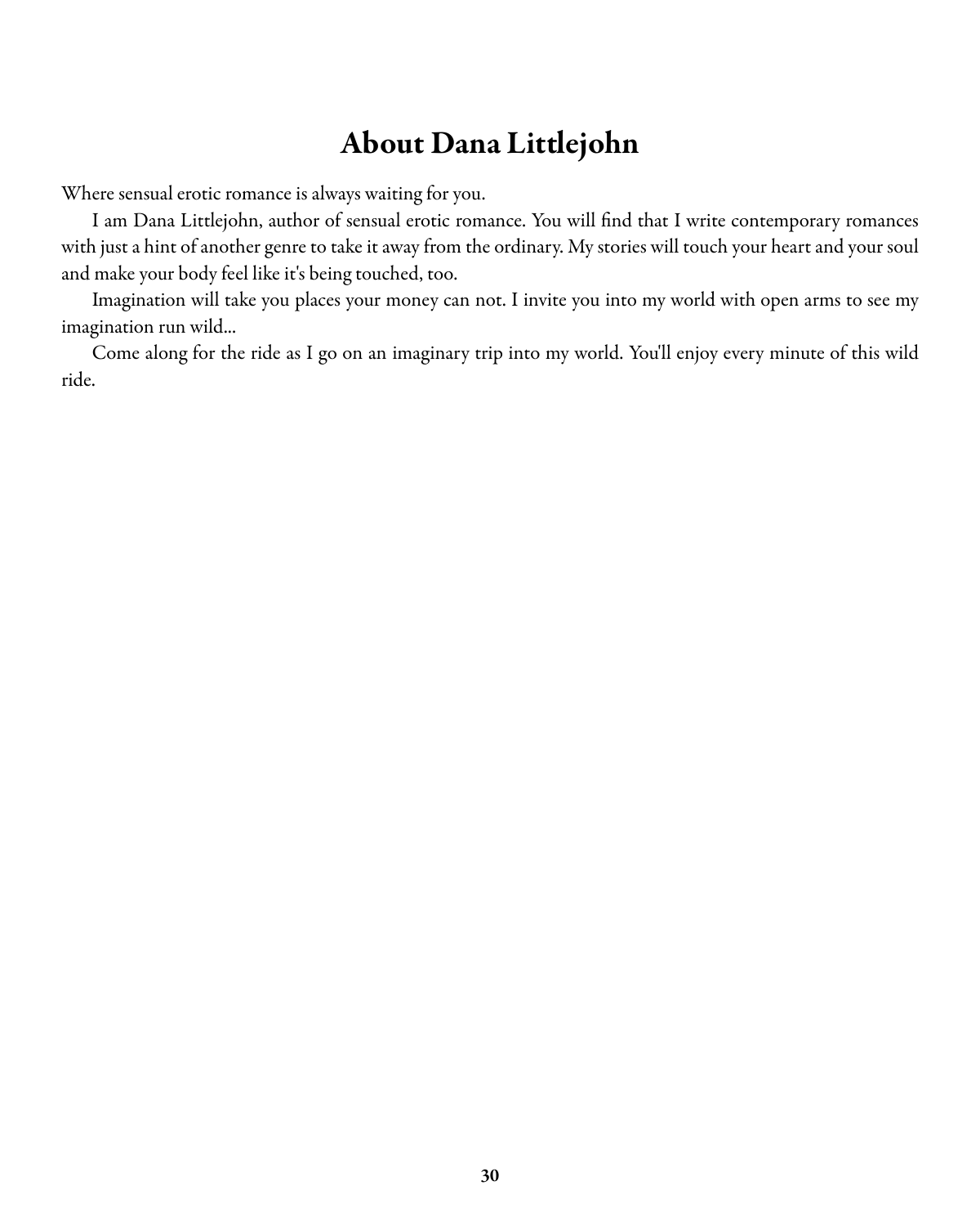# About Dana Littlejohn

Where sensual erotic romance is always waiting for you.

I am Dana Littlejohn, author of sensual erotic romance. You will find that I write contemporary romances with just a hint of another genre to take it away from the ordinary. My stories will touch your heart and your soul and make your body feel like it's being touched, too.

Imagination will take you places your money can not. I invite you into my world with open arms to see my imagination run wild...

Come along for the ride as I go on an imaginary trip into my world. You'll enjoy every minute of this wild ride.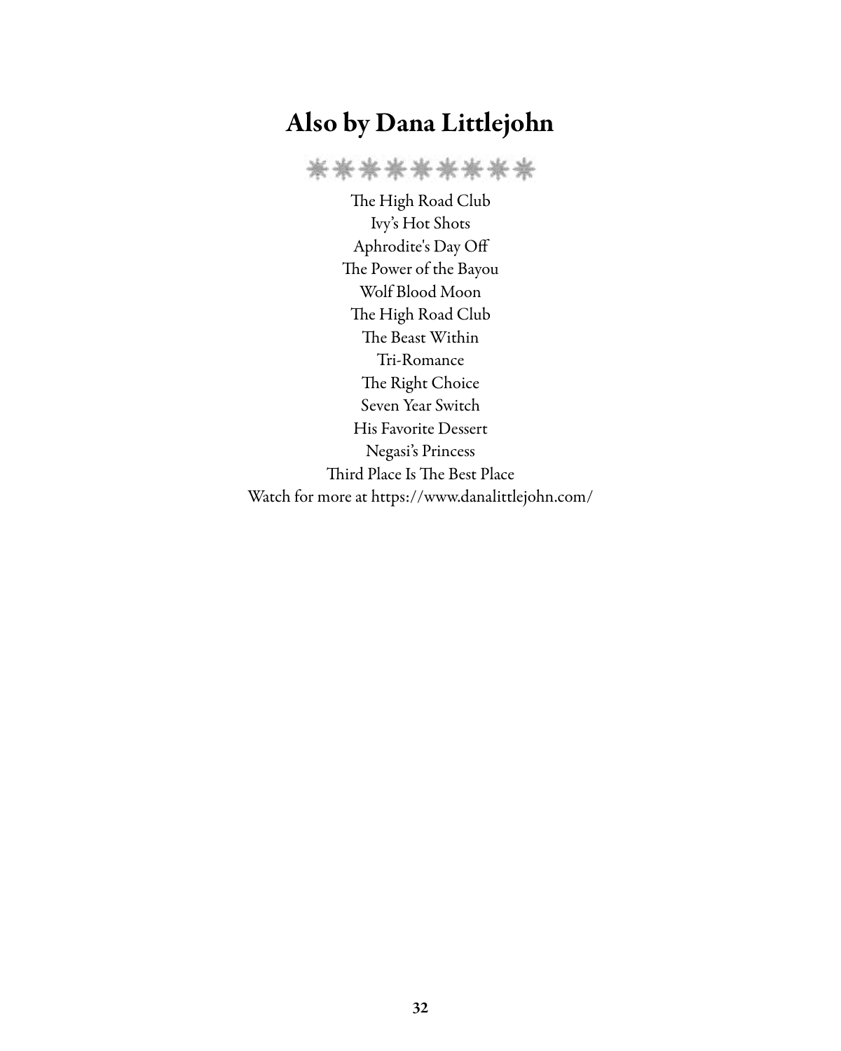# Also by Dana Littlejohn

The High Road Club
Ivy's Hot Shots
Aphrodite's Day Off
The Power of the Bayou
Wolf Blood Moon
The High Road Club
The Beast Within
Tri-Romance
The Right Choice
Seven Year Switch
His Favorite Dessert
Negasi's Princess
Third Place Is The Best Place
Watch for more at https://www.danalittlejohn.com/